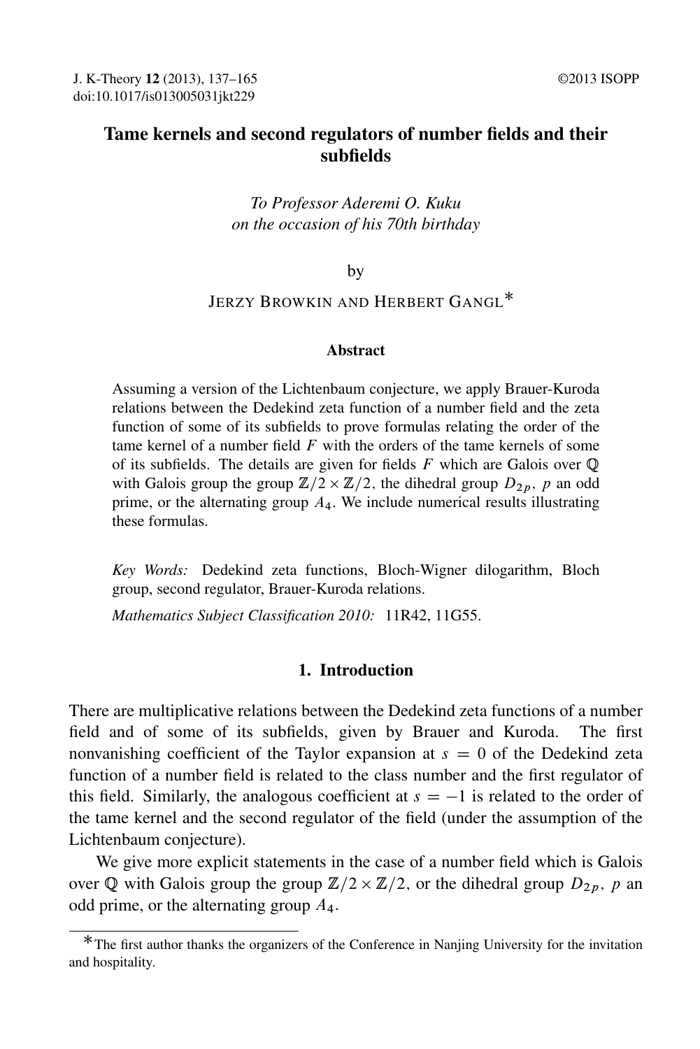# Tame kernels and second regulators of number fields and their subfields

*To Professor Aderemi O. Kuku*
*on the occasion of his 70th birthday*

by

JERZY BROWKIN AND HERBERT GANGL*

### Abstract

Assuming a version of the Lichtenbaum conjecture, we apply Brauer-Kuroda relations between the Dedekind zeta function of a number field and the zeta function of some of its subfields to prove formulas relating the order of the tame kernel of a number field $F$ with the orders of the tame kernels of some of its subfields. The details are given for fields $F$ which are Galois over $\mathbb{Q}$ with Galois group the group $\mathbb{Z}/2 \times \mathbb{Z}/2$, the dihedral group $D_{2p}$, $p$ an odd prime, or the alternating group $A_4$. We include numerical results illustrating these formulas.

*Key Words:* Dedekind zeta functions, Bloch-Wigner dilogarithm, Bloch group, second regulator, Brauer-Kuroda relations.

*Mathematics Subject Classification 2010:* 11R42, 11G55.

## 1. Introduction

There are multiplicative relations between the Dedekind zeta functions of a number field and of some of its subfields, given by Brauer and Kuroda. The first nonvanishing coefficient of the Taylor expansion at $s = 0$ of the Dedekind zeta function of a number field is related to the class number and the first regulator of this field. Similarly, the analogous coefficient at $s = -1$ is related to the order of the tame kernel and the second regulator of the field (under the assumption of the Lichtenbaum conjecture).

We give more explicit statements in the case of a number field which is Galois over $\mathbb{Q}$ with Galois group the group $\mathbb{Z}/2 \times \mathbb{Z}/2$, or the dihedral group $D_{2p}$, $p$ an odd prime, or the alternating group $A_4$.

*The first author thanks the organizers of the Conference in Nanjing University for the invitation and hospitality.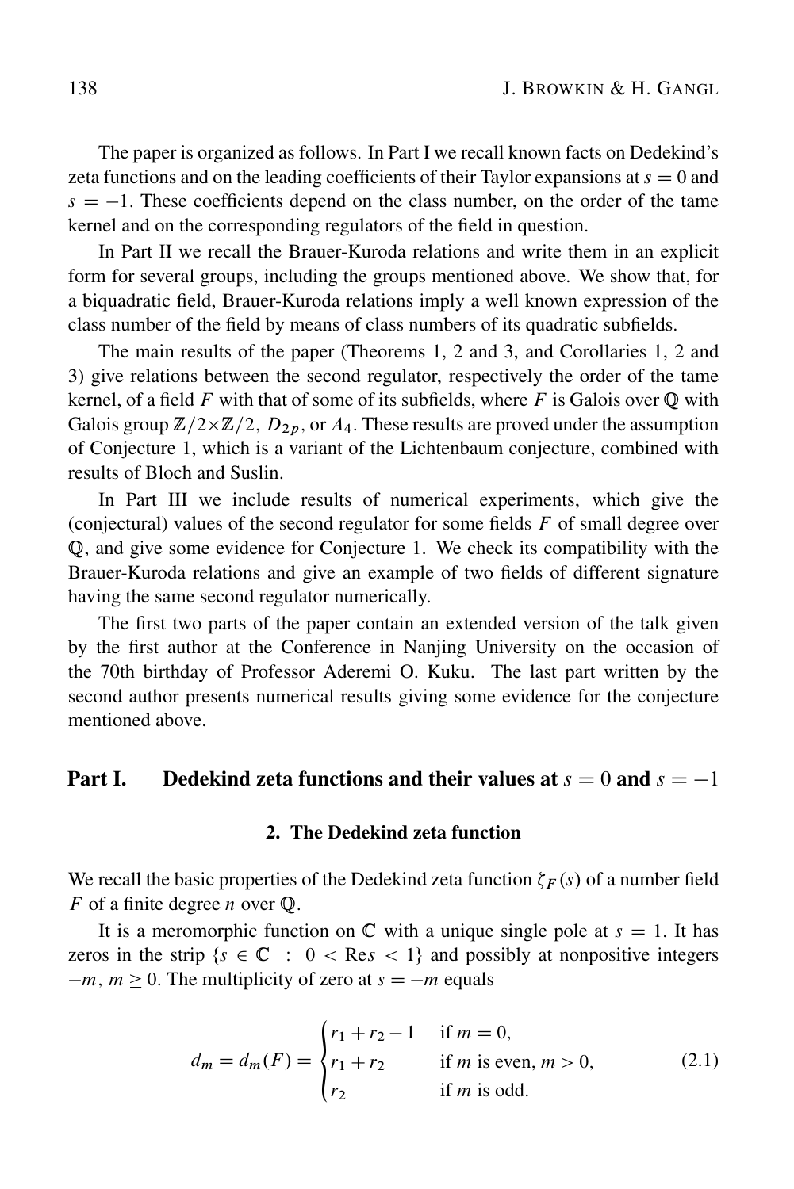The paper is organized as follows. In Part I we recall known facts on Dedekind's zeta functions and on the leading coefficients of their Taylor expansions at $s = 0$ and $s = -1$. These coefficients depend on the class number, on the order of the tame kernel and on the corresponding regulators of the field in question.

In Part II we recall the Brauer-Kuroda relations and write them in an explicit form for several groups, including the groups mentioned above. We show that, for a biquadratic field, Brauer-Kuroda relations imply a well known expression of the class number of the field by means of class numbers of its quadratic subfields.

The main results of the paper (Theorems 1, 2 and 3, and Corollaries 1, 2 and 3) give relations between the second regulator, respectively the order of the tame kernel, of a field $F$ with that of some of its subfields, where $F$ is Galois over $\mathbb{Q}$ with Galois group $\mathbb{Z}/2\times\mathbb{Z}/2$, $D_{2p}$, or $A_4$. These results are proved under the assumption of Conjecture 1, which is a variant of the Lichtenbaum conjecture, combined with results of Bloch and Suslin.

In Part III we include results of numerical experiments, which give the (conjectural) values of the second regulator for some fields $F$ of small degree over $\mathbb{Q}$, and give some evidence for Conjecture 1. We check its compatibility with the Brauer-Kuroda relations and give an example of two fields of different signature having the same second regulator numerically.

The first two parts of the paper contain an extended version of the talk given by the first author at the Conference in Nanjing University on the occasion of the 70th birthday of Professor Aderemi O. Kuku. The last part written by the second author presents numerical results giving some evidence for the conjecture mentioned above.

# Part I. Dedekind zeta functions and their values at $s = 0$ and $s = -1$

## 2. The Dedekind zeta function

We recall the basic properties of the Dedekind zeta function $\zeta_F(s)$ of a number field $F$ of a finite degree $n$ over $\mathbb{Q}$.

It is a meromorphic function on $\mathbb{C}$ with a unique single pole at $s = 1$. It has zeros in the strip $\{s \in \mathbb{C} \;:\; 0 < \mathrm{Re}s < 1\}$ and possibly at nonpositive integers $-m$, $m \geq 0$. The multiplicity of zero at $s = -m$ equals

$$d_m = d_m(F) = \begin{cases} r_1 + r_2 - 1 & \text{if } m = 0, \\ r_1 + r_2 & \text{if } m \text{ is even, } m > 0, \\ r_2 & \text{if } m \text{ is odd.} \end{cases} \tag{2.1}$$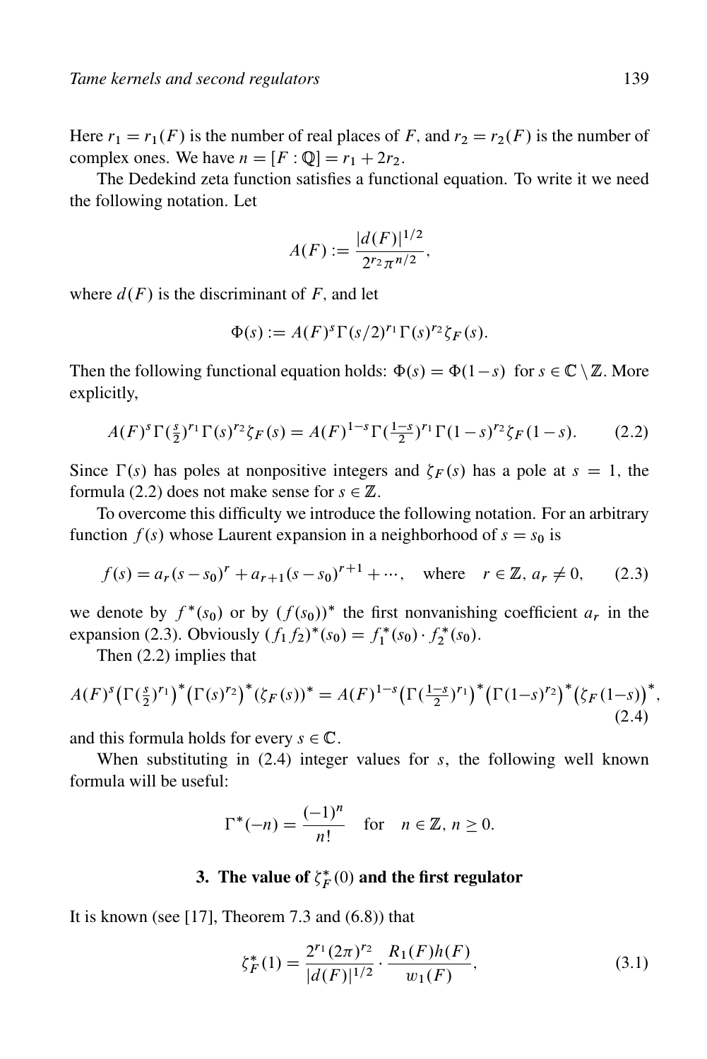Here $r_1 = r_1(F)$ is the number of real places of $F$, and $r_2 = r_2(F)$ is the number of complex ones. We have $n = [F : \mathbb{Q}] = r_1 + 2r_2$.

The Dedekind zeta function satisfies a functional equation. To write it we need the following notation. Let

$$A(F) := \frac{|d(F)|^{1/2}}{2^{r_2}\pi^{n/2}},$$

where $d(F)$ is the discriminant of $F$, and let

$$\Phi(s) := A(F)^s \Gamma(s/2)^{r_1} \Gamma(s)^{r_2} \zeta_F(s).$$

Then the following functional equation holds: $\Phi(s) = \Phi(1-s)$ for $s \in \mathbb{C} \setminus \mathbb{Z}$. More explicitly,

$$A(F)^s \Gamma(\tfrac{s}{2})^{r_1} \Gamma(s)^{r_2} \zeta_F(s) = A(F)^{1-s} \Gamma(\tfrac{1-s}{2})^{r_1} \Gamma(1-s)^{r_2} \zeta_F(1-s). \tag{2.2}$$

Since $\Gamma(s)$ has poles at nonpositive integers and $\zeta_F(s)$ has a pole at $s = 1$, the formula (2.2) does not make sense for $s \in \mathbb{Z}$.

To overcome this difficulty we introduce the following notation. For an arbitrary function $f(s)$ whose Laurent expansion in a neighborhood of $s = s_0$ is

$$f(s) = a_r(s - s_0)^r + a_{r+1}(s - s_0)^{r+1} + \cdots, \quad \text{where} \quad r \in \mathbb{Z},\ a_r \neq 0, \tag{2.3}$$

we denote by $f^*(s_0)$ or by $(f(s_0))^*$ the first nonvanishing coefficient $a_r$ in the expansion (2.3). Obviously $(f_1 f_2)^*(s_0) = f_1^*(s_0) \cdot f_2^*(s_0)$.

Then (2.2) implies that

$$A(F)^s \big(\Gamma(\tfrac{s}{2})^{r_1}\big)^* \big(\Gamma(s)^{r_2}\big)^* (\zeta_F(s))^* = A(F)^{1-s} \big(\Gamma(\tfrac{1-s}{2})^{r_1}\big)^* \big(\Gamma(1-s)^{r_2}\big)^* \big(\zeta_F(1-s)\big)^*, \tag{2.4}$$

and this formula holds for every $s \in \mathbb{C}$.

When substituting in (2.4) integer values for $s$, the following well known formula will be useful:

$$\Gamma^*(-n) = \frac{(-1)^n}{n!} \quad \text{for} \quad n \in \mathbb{Z},\ n \geq 0.$$

## 3. The value of $\zeta_F^*(0)$ and the first regulator

It is known (see [17], Theorem 7.3 and (6.8)) that

$$\zeta_F^*(1) = \frac{2^{r_1}(2\pi)^{r_2}}{|d(F)|^{1/2}} \cdot \frac{R_1(F)h(F)}{w_1(F)}, \tag{3.1}$$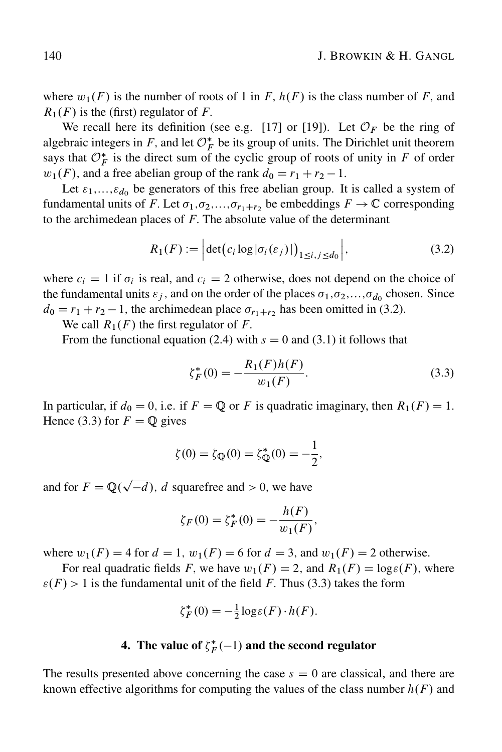where $w_1(F)$ is the number of roots of 1 in $F$, $h(F)$ is the class number of $F$, and $R_1(F)$ is the (first) regulator of $F$.

We recall here its definition (see e.g. [17] or [19]). Let $\mathcal{O}_F$ be the ring of algebraic integers in $F$, and let $\mathcal{O}_F^*$ be its group of units. The Dirichlet unit theorem says that $\mathcal{O}_F^*$ is the direct sum of the cyclic group of roots of unity in $F$ of order $w_1(F)$, and a free abelian group of the rank $d_0 = r_1 + r_2 - 1$.

Let $\varepsilon_1, \ldots, \varepsilon_{d_0}$ be generators of this free abelian group. It is called a system of fundamental units of $F$. Let $\sigma_1, \sigma_2, \ldots, \sigma_{r_1+r_2}$ be embeddings $F \to \mathbb{C}$ corresponding to the archimedean places of $F$. The absolute value of the determinant

$$R_1(F) := \left| \det\bigl(c_i \log|\sigma_i(\varepsilon_j)|\bigr)_{1 \le i,j \le d_0} \right|, \tag{3.2}$$

where $c_i = 1$ if $\sigma_i$ is real, and $c_i = 2$ otherwise, does not depend on the choice of the fundamental units $\varepsilon_j$, and on the order of the places $\sigma_1, \sigma_2, \ldots, \sigma_{d_0}$ chosen. Since $d_0 = r_1 + r_2 - 1$, the archimedean place $\sigma_{r_1+r_2}$ has been omitted in (3.2).

We call $R_1(F)$ the first regulator of $F$.

From the functional equation (2.4) with $s = 0$ and (3.1) it follows that

$$\zeta_F^*(0) = -\frac{R_1(F)h(F)}{w_1(F)}. \tag{3.3}$$

In particular, if $d_0 = 0$, i.e. if $F = \mathbb{Q}$ or $F$ is quadratic imaginary, then $R_1(F) = 1$. Hence (3.3) for $F = \mathbb{Q}$ gives

$$\zeta(0) = \zeta_{\mathbb{Q}}(0) = \zeta_{\mathbb{Q}}^*(0) = -\frac{1}{2},$$

and for $F = \mathbb{Q}(\sqrt{-d})$, $d$ squarefree and $> 0$, we have

$$\zeta_F(0) = \zeta_F^*(0) = -\frac{h(F)}{w_1(F)},$$

where $w_1(F) = 4$ for $d = 1$, $w_1(F) = 6$ for $d = 3$, and $w_1(F) = 2$ otherwise.

For real quadratic fields $F$, we have $w_1(F) = 2$, and $R_1(F) = \log\varepsilon(F)$, where $\varepsilon(F) > 1$ is the fundamental unit of the field $F$. Thus (3.3) takes the form

$$\zeta_F^*(0) = -\tfrac{1}{2}\log\varepsilon(F) \cdot h(F).$$

## 4. The value of $\zeta_F^*(-1)$ and the second regulator

The results presented above concerning the case $s = 0$ are classical, and there are known effective algorithms for computing the values of the class number $h(F)$ and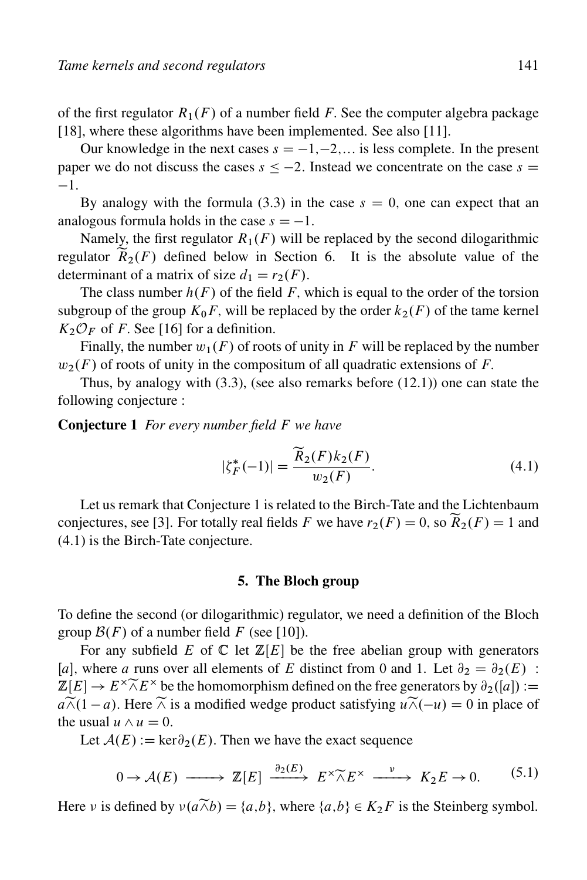of the first regulator $R_1(F)$ of a number field $F$. See the computer algebra package [18], where these algorithms have been implemented. See also [11].

Our knowledge in the next cases $s = -1, -2, \ldots$ is less complete. In the present paper we do not discuss the cases $s \leq -2$. Instead we concentrate on the case $s = -1$.

By analogy with the formula (3.3) in the case $s = 0$, one can expect that an analogous formula holds in the case $s = -1$.

Namely, the first regulator $R_1(F)$ will be replaced by the second dilogarithmic regulator $\widetilde{R}_2(F)$ defined below in Section 6. It is the absolute value of the determinant of a matrix of size $d_1 = r_2(F)$.

The class number $h(F)$ of the field $F$, which is equal to the order of the torsion subgroup of the group $K_0F$, will be replaced by the order $k_2(F)$ of the tame kernel $K_2\mathcal{O}_F$ of $F$. See [16] for a definition.

Finally, the number $w_1(F)$ of roots of unity in $F$ will be replaced by the number $w_2(F)$ of roots of unity in the compositum of all quadratic extensions of $F$.

Thus, by analogy with (3.3), (see also remarks before (12.1)) one can state the following conjecture :

**Conjecture 1** *For every number field $F$ we have*

$$|\zeta_F^*(-1)| = \frac{\widetilde{R}_2(F) k_2(F)}{w_2(F)}. \tag{4.1}$$

Let us remark that Conjecture 1 is related to the Birch-Tate and the Lichtenbaum conjectures, see [3]. For totally real fields $F$ we have $r_2(F) = 0$, so $\widetilde{R}_2(F) = 1$ and (4.1) is the Birch-Tate conjecture.

## 5. The Bloch group

To define the second (or dilogarithmic) regulator, we need a definition of the Bloch group $\mathcal{B}(F)$ of a number field $F$ (see [10]).

For any subfield $E$ of $\mathbb{C}$ let $\mathbb{Z}[E]$ be the free abelian group with generators $[a]$, where $a$ runs over all elements of $E$ distinct from 0 and 1. Let $\partial_2 = \partial_2(E) : \mathbb{Z}[E] \to E^\times \widetilde{\wedge} E^\times$ be the homomorphism defined on the free generators by $\partial_2([a]) := a \widetilde{\wedge} (1-a)$. Here $\widetilde{\wedge}$ is a modified wedge product satisfying $u \widetilde{\wedge} (-u) = 0$ in place of the usual $u \wedge u = 0$.

Let $\mathcal{A}(E) := \ker \partial_2(E)$. Then we have the exact sequence

$$0 \to \mathcal{A}(E) \longrightarrow \mathbb{Z}[E] \xrightarrow{\partial_2(E)} E^\times \widetilde{\wedge} E^\times \xrightarrow{\nu} K_2 E \to 0. \tag{5.1}$$

Here $\nu$ is defined by $\nu(a \widetilde{\wedge} b) = \{a, b\}$, where $\{a, b\} \in K_2 F$ is the Steinberg symbol.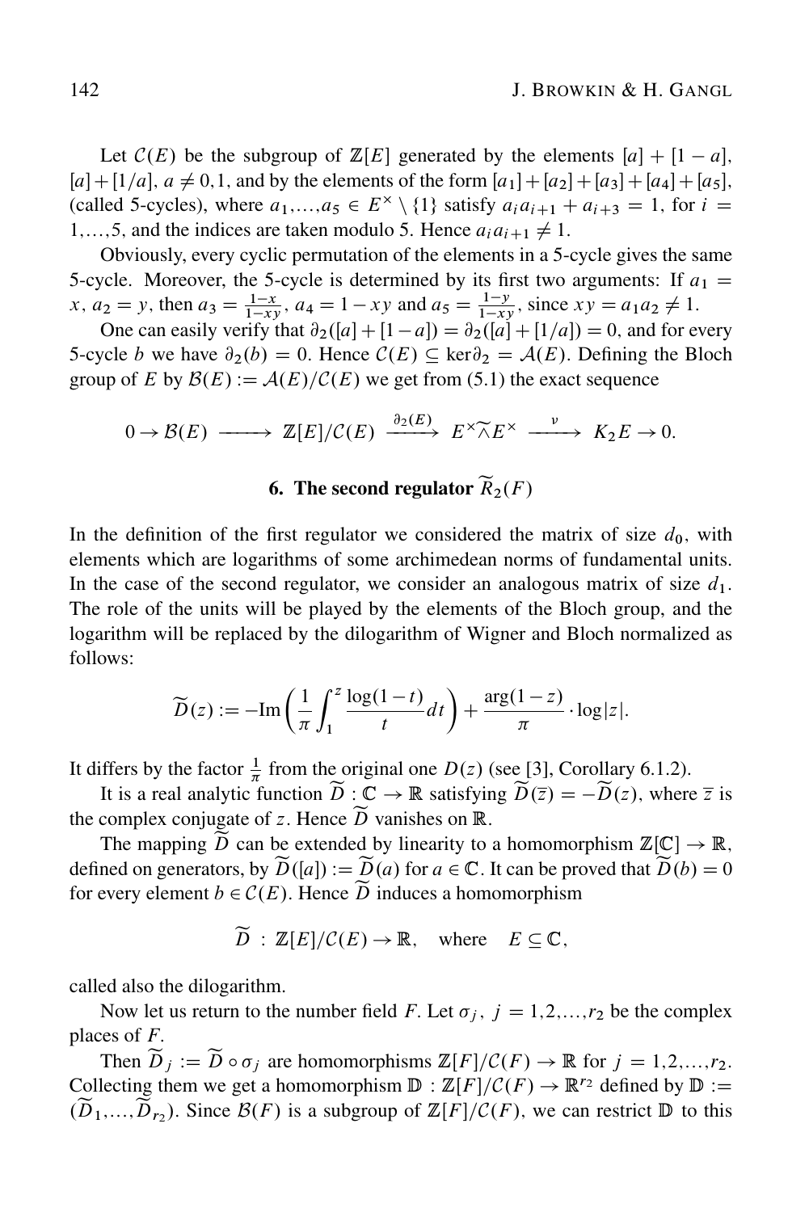Let $\mathcal{C}(E)$ be the subgroup of $\mathbb{Z}[E]$ generated by the elements $[a] + [1-a]$, $[a] + [1/a]$, $a \neq 0, 1$, and by the elements of the form $[a_1] + [a_2] + [a_3] + [a_4] + [a_5]$, (called 5-cycles), where $a_1, \ldots, a_5 \in E^\times \setminus \{1\}$ satisfy $a_i a_{i+1} + a_{i+3} = 1$, for $i = 1, \ldots, 5$, and the indices are taken modulo 5. Hence $a_i a_{i+1} \neq 1$.

Obviously, every cyclic permutation of the elements in a 5-cycle gives the same 5-cycle. Moreover, the 5-cycle is determined by its first two arguments: If $a_1 = x$, $a_2 = y$, then $a_3 = \frac{1-x}{1-xy}$, $a_4 = 1 - xy$ and $a_5 = \frac{1-y}{1-xy}$, since $xy = a_1 a_2 \neq 1$.

One can easily verify that $\partial_2([a] + [1-a]) = \partial_2([a] + [1/a]) = 0$, and for every 5-cycle $b$ we have $\partial_2(b) = 0$. Hence $\mathcal{C}(E) \subseteq \ker \partial_2 = \mathcal{A}(E)$. Defining the Bloch group of $E$ by $\mathcal{B}(E) := \mathcal{A}(E)/\mathcal{C}(E)$ we get from (5.1) the exact sequence

$$0 \to \mathcal{B}(E) \longrightarrow \mathbb{Z}[E]/\mathcal{C}(E) \xrightarrow{\partial_2(E)} E^\times \widetilde{\wedge} E^\times \xrightarrow{\nu} K_2 E \to 0.$$

## 6. The second regulator $\widetilde{R}_2(F)$

In the definition of the first regulator we considered the matrix of size $d_0$, with elements which are logarithms of some archimedean norms of fundamental units. In the case of the second regulator, we consider an analogous matrix of size $d_1$. The role of the units will be played by the elements of the Bloch group, and the logarithm will be replaced by the dilogarithm of Wigner and Bloch normalized as follows:

$$\widetilde{D}(z) := -\mathrm{Im}\left(\frac{1}{\pi}\int_1^z \frac{\log(1-t)}{t}\,dt\right) + \frac{\arg(1-z)}{\pi} \cdot \log|z|.$$

It differs by the factor $\frac{1}{\pi}$ from the original one $D(z)$ (see [3], Corollary 6.1.2).

It is a real analytic function $\widetilde{D} : \mathbb{C} \to \mathbb{R}$ satisfying $\widetilde{D}(\overline{z}) = -\widetilde{D}(z)$, where $\overline{z}$ is the complex conjugate of $z$. Hence $\widetilde{D}$ vanishes on $\mathbb{R}$.

The mapping $\widetilde{D}$ can be extended by linearity to a homomorphism $\mathbb{Z}[\mathbb{C}] \to \mathbb{R}$, defined on generators, by $\widetilde{D}([a]) := \widetilde{D}(a)$ for $a \in \mathbb{C}$. It can be proved that $\widetilde{D}(b) = 0$ for every element $b \in \mathcal{C}(E)$. Hence $\widetilde{D}$ induces a homomorphism

$$\widetilde{D} \,:\, \mathbb{Z}[E]/\mathcal{C}(E) \to \mathbb{R}, \quad \text{where} \quad E \subseteq \mathbb{C},$$

called also the dilogarithm.

Now let us return to the number field $F$. Let $\sigma_j$, $j = 1, 2, \ldots, r_2$ be the complex places of $F$.

Then $\widetilde{D}_j := \widetilde{D} \circ \sigma_j$ are homomorphisms $\mathbb{Z}[F]/\mathcal{C}(F) \to \mathbb{R}$ for $j = 1, 2, \ldots, r_2$. Collecting them we get a homomorphism $\mathbb{D} : \mathbb{Z}[F]/\mathcal{C}(F) \to \mathbb{R}^{r_2}$ defined by $\mathbb{D} := (\widetilde{D}_1, \ldots, \widetilde{D}_{r_2})$. Since $\mathcal{B}(F)$ is a subgroup of $\mathbb{Z}[F]/\mathcal{C}(F)$, we can restrict $\mathbb{D}$ to this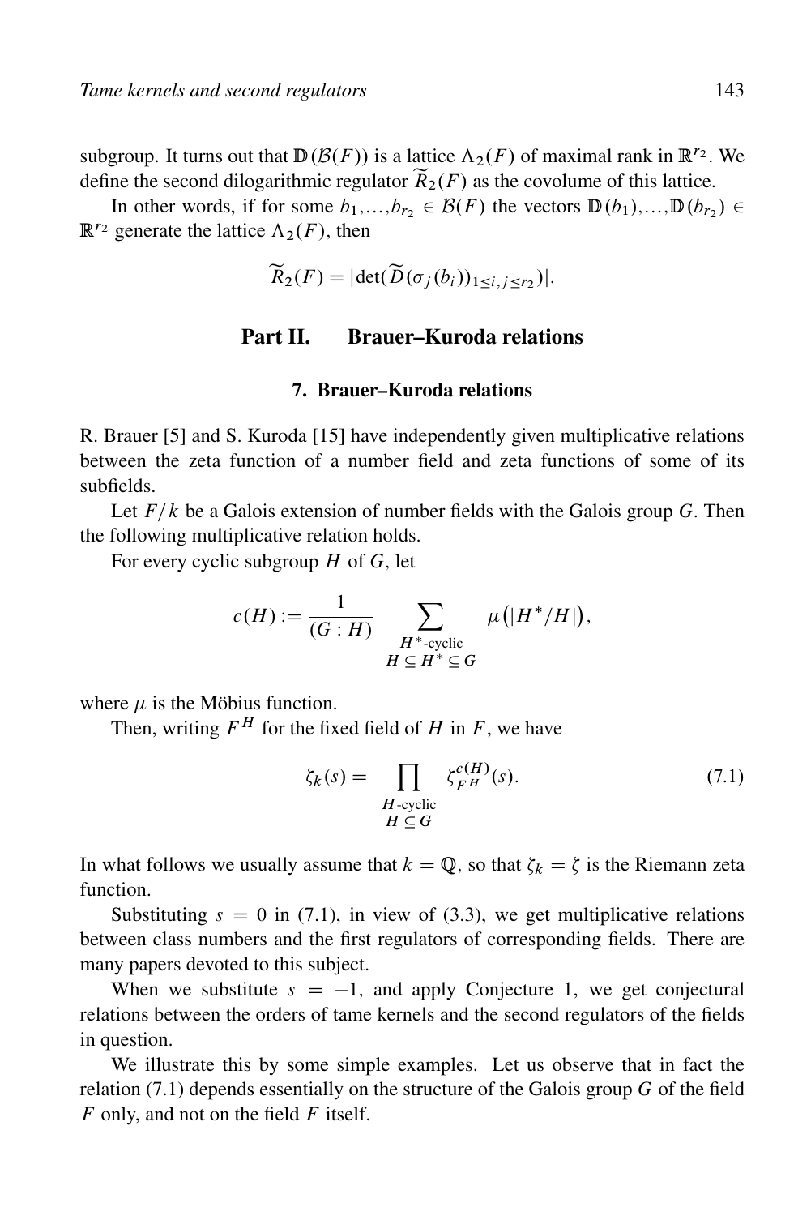subgroup. It turns out that $\mathbb{D}(\mathcal{B}(F))$ is a lattice $\Lambda_2(F)$ of maximal rank in $\mathbb{R}^{r_2}$. We define the second dilogarithmic regulator $\widetilde{R}_2(F)$ as the covolume of this lattice.

In other words, if for some $b_1,\ldots,b_{r_2} \in \mathcal{B}(F)$ the vectors $\mathbb{D}(b_1),\ldots,\mathbb{D}(b_{r_2}) \in \mathbb{R}^{r_2}$ generate the lattice $\Lambda_2(F)$, then

$$\widetilde{R}_2(F) = |\det(\widetilde{D}(\sigma_j(b_i))_{1\le i,j\le r_2})|.$$

# Part II. Brauer–Kuroda relations

## 7. Brauer–Kuroda relations

R. Brauer [5] and S. Kuroda [15] have independently given multiplicative relations between the zeta function of a number field and zeta functions of some of its subfields.

Let $F/k$ be a Galois extension of number fields with the Galois group $G$. Then the following multiplicative relation holds.

For every cyclic subgroup $H$ of $G$, let

$$c(H) := \frac{1}{(G:H)} \sum_{\substack{H^*\text{-cyclic} \\ H\subseteq H^*\subseteq G}} \mu\big(|H^*/H|\big),$$

where $\mu$ is the Möbius function.

Then, writing $F^H$ for the fixed field of $H$ in $F$, we have

$$\zeta_k(s) = \prod_{\substack{H\text{-cyclic} \\ H\subseteq G}} \zeta_{F^H}^{c(H)}(s). \tag{7.1}$$

In what follows we usually assume that $k=\mathbb{Q}$, so that $\zeta_k = \zeta$ is the Riemann zeta function.

Substituting $s=0$ in (7.1), in view of (3.3), we get multiplicative relations between class numbers and the first regulators of corresponding fields. There are many papers devoted to this subject.

When we substitute $s=-1$, and apply Conjecture 1, we get conjectural relations between the orders of tame kernels and the second regulators of the fields in question.

We illustrate this by some simple examples. Let us observe that in fact the relation (7.1) depends essentially on the structure of the Galois group $G$ of the field $F$ only, and not on the field $F$ itself.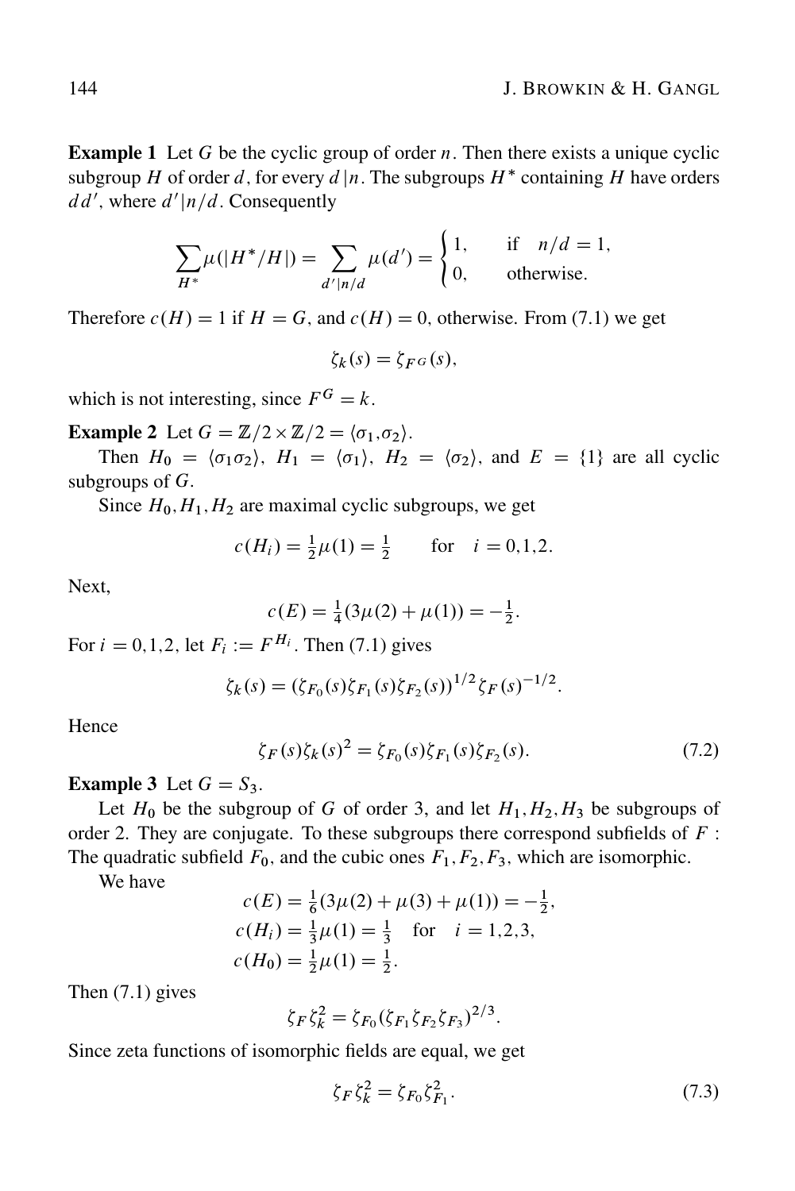**Example 1** Let $G$ be the cyclic group of order $n$. Then there exists a unique cyclic subgroup $H$ of order $d$, for every $d\,|n$. The subgroups $H^*$ containing $H$ have orders $dd'$, where $d'|n/d$. Consequently

$$\sum_{H^*}\mu(|H^*/H|) = \sum_{d'|n/d}\mu(d') = \begin{cases} 1, & \text{if } \quad n/d = 1, \\ 0, & \text{otherwise.} \end{cases}$$

Therefore $c(H) = 1$ if $H = G$, and $c(H) = 0$, otherwise. From (7.1) we get

$$\zeta_k(s) = \zeta_{F^G}(s),$$

which is not interesting, since $F^G = k$.

**Example 2** Let $G = \mathbb{Z}/2 \times \mathbb{Z}/2 = \langle \sigma_1, \sigma_2 \rangle$.

Then $H_0 = \langle \sigma_1\sigma_2 \rangle$, $H_1 = \langle \sigma_1 \rangle$, $H_2 = \langle \sigma_2 \rangle$, and $E = \{1\}$ are all cyclic subgroups of $G$.

Since $H_0, H_1, H_2$ are maximal cyclic subgroups, we get

$$c(H_i) = \tfrac{1}{2}\mu(1) = \tfrac{1}{2} \qquad \text{for} \quad i = 0,1,2.$$

Next,

$$c(E) = \tfrac{1}{4}(3\mu(2) + \mu(1)) = -\tfrac{1}{2}.$$

For $i = 0,1,2$, let $F_i := F^{H_i}$. Then (7.1) gives

$$\zeta_k(s) = (\zeta_{F_0}(s)\zeta_{F_1}(s)\zeta_{F_2}(s))^{1/2}\zeta_F(s)^{-1/2}.$$

Hence

$$\zeta_F(s)\zeta_k(s)^2 = \zeta_{F_0}(s)\zeta_{F_1}(s)\zeta_{F_2}(s). \tag{7.2}$$

**Example 3** Let $G = S_3$.

Let $H_0$ be the subgroup of $G$ of order 3, and let $H_1, H_2, H_3$ be subgroups of order 2. They are conjugate. To these subgroups there correspond subfields of $F$ : The quadratic subfield $F_0$, and the cubic ones $F_1, F_2, F_3$, which are isomorphic.

We have

$$\begin{aligned} c(E) &= \tfrac{1}{6}(3\mu(2) + \mu(3) + \mu(1)) = -\tfrac{1}{2}, \\ c(H_i) &= \tfrac{1}{3}\mu(1) = \tfrac{1}{3} \quad \text{for} \quad i = 1,2,3, \\ c(H_0) &= \tfrac{1}{2}\mu(1) = \tfrac{1}{2}. \end{aligned}$$

Then (7.1) gives

$$\zeta_F\zeta_k^2 = \zeta_{F_0}(\zeta_{F_1}\zeta_{F_2}\zeta_{F_3})^{2/3}.$$

Since zeta functions of isomorphic fields are equal, we get

$$\zeta_F\zeta_k^2 = \zeta_{F_0}\zeta_{F_1}^2. \tag{7.3}$$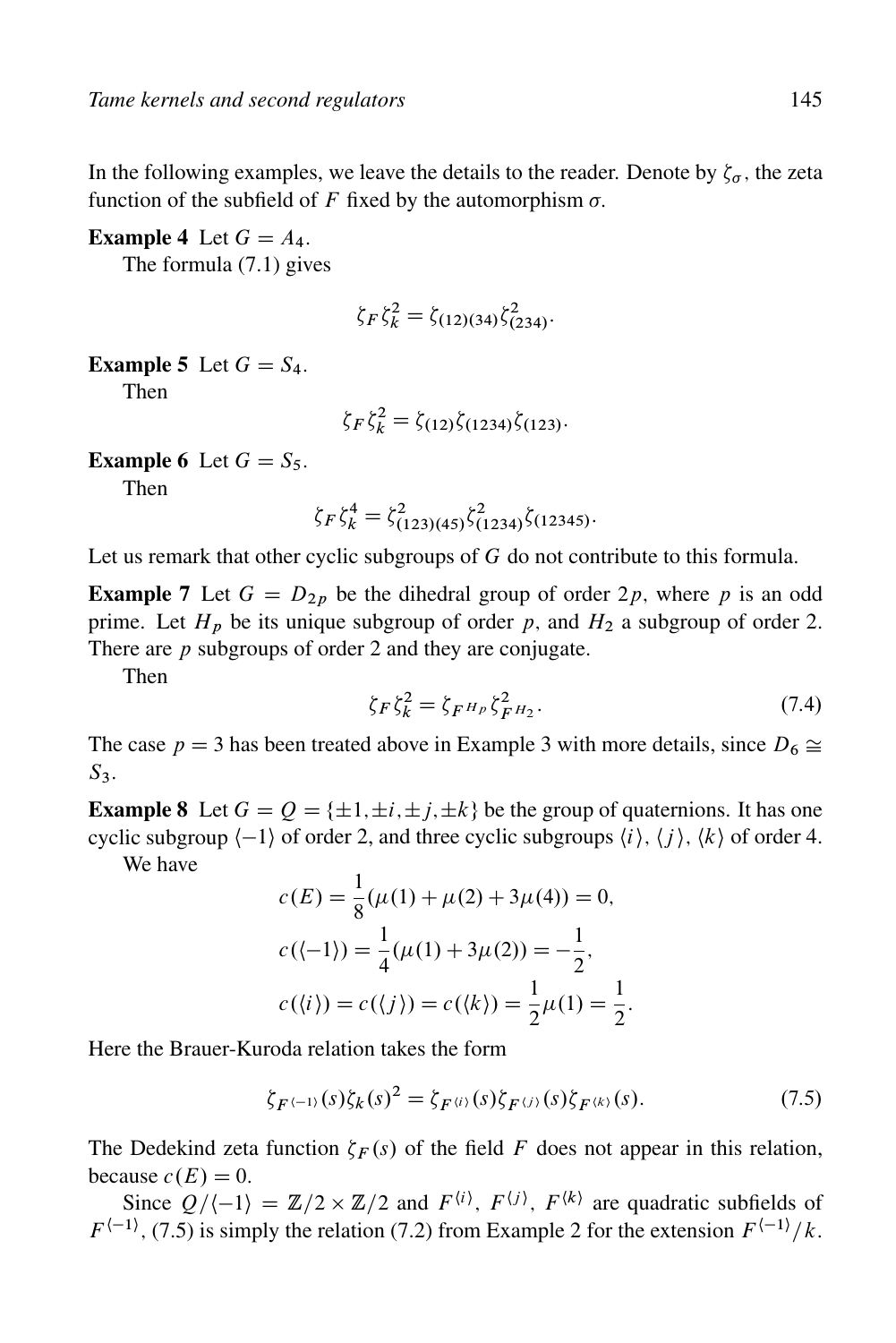In the following examples, we leave the details to the reader. Denote by $\zeta_\sigma$, the zeta function of the subfield of $F$ fixed by the automorphism $\sigma$.

**Example 4** Let $G = A_4$.

The formula (7.1) gives

$$\zeta_F \zeta_k^2 = \zeta_{(12)(34)} \zeta_{(234)}^2.$$

**Example 5** Let $G = S_4$.

Then

$$\zeta_F \zeta_k^2 = \zeta_{(12)} \zeta_{(1234)} \zeta_{(123)}.$$

**Example 6** Let $G = S_5$.

Then

$$\zeta_F \zeta_k^4 = \zeta_{(123)(45)}^2 \zeta_{(1234)}^2 \zeta_{(12345)}.$$

Let us remark that other cyclic subgroups of $G$ do not contribute to this formula.

**Example 7** Let $G = D_{2p}$ be the dihedral group of order $2p$, where $p$ is an odd prime. Let $H_p$ be its unique subgroup of order $p$, and $H_2$ a subgroup of order 2. There are $p$ subgroups of order 2 and they are conjugate.

Then

$$\zeta_F \zeta_k^2 = \zeta_{F^{H_p}} \zeta_{F^{H_2}}^2. \tag{7.4}$$

The case $p = 3$ has been treated above in Example 3 with more details, since $D_6 \cong S_3$.

**Example 8** Let $G = Q = \{\pm 1, \pm i, \pm j, \pm k\}$ be the group of quaternions. It has one cyclic subgroup $\langle -1 \rangle$ of order 2, and three cyclic subgroups $\langle i \rangle$, $\langle j \rangle$, $\langle k \rangle$ of order 4.

We have

$$c(E) = \frac{1}{8}(\mu(1) + \mu(2) + 3\mu(4)) = 0,$$

$$c(\langle -1 \rangle) = \frac{1}{4}(\mu(1) + 3\mu(2)) = -\frac{1}{2},$$

$$c(\langle i \rangle) = c(\langle j \rangle) = c(\langle k \rangle) = \frac{1}{2}\mu(1) = \frac{1}{2}.$$

Here the Brauer-Kuroda relation takes the form

$$\zeta_{F^{\langle -1 \rangle}}(s) \zeta_k(s)^2 = \zeta_{F^{\langle i \rangle}}(s) \zeta_{F^{\langle j \rangle}}(s) \zeta_{F^{\langle k \rangle}}(s). \tag{7.5}$$

The Dedekind zeta function $\zeta_F(s)$ of the field $F$ does not appear in this relation, because $c(E) = 0$.

Since $Q/\langle -1 \rangle = \mathbb{Z}/2 \times \mathbb{Z}/2$ and $F^{\langle i \rangle}$, $F^{\langle j \rangle}$, $F^{\langle k \rangle}$ are quadratic subfields of $F^{\langle -1 \rangle}$, (7.5) is simply the relation (7.2) from Example 2 for the extension $F^{\langle -1 \rangle}/k$.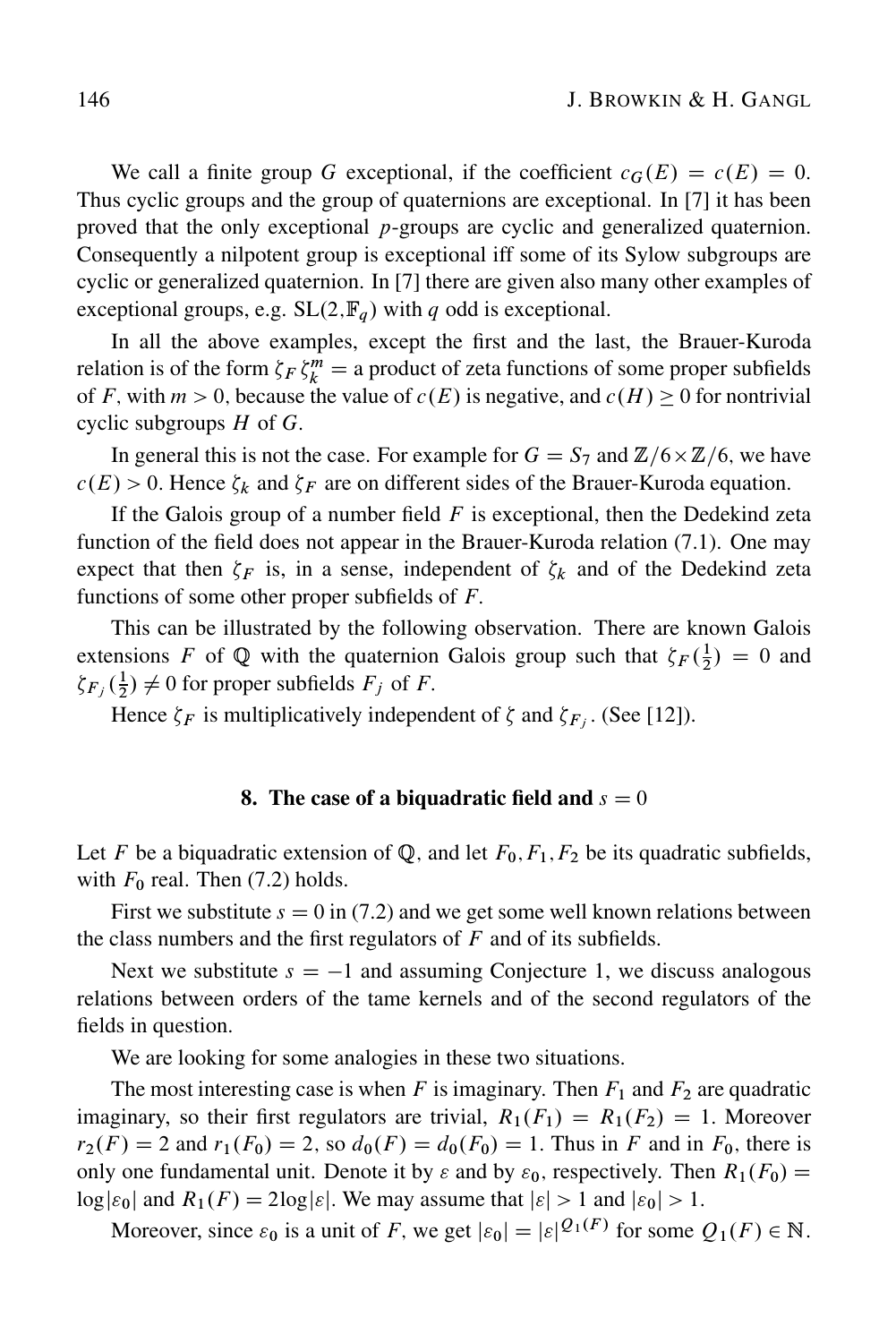We call a finite group $G$ exceptional, if the coefficient $c_G(E) = c(E) = 0$. Thus cyclic groups and the group of quaternions are exceptional. In [7] it has been proved that the only exceptional $p$-groups are cyclic and generalized quaternion. Consequently a nilpotent group is exceptional iff some of its Sylow subgroups are cyclic or generalized quaternion. In [7] there are given also many other examples of exceptional groups, e.g. $\mathrm{SL}(2, \mathbb{F}_q)$ with $q$ odd is exceptional.

In all the above examples, except the first and the last, the Brauer-Kuroda relation is of the form $\zeta_F \zeta_k^m =$ a product of zeta functions of some proper subfields of $F$, with $m > 0$, because the value of $c(E)$ is negative, and $c(H) \geq 0$ for nontrivial cyclic subgroups $H$ of $G$.

In general this is not the case. For example for $G = S_7$ and $\mathbb{Z}/6 \times \mathbb{Z}/6$, we have $c(E) > 0$. Hence $\zeta_k$ and $\zeta_F$ are on different sides of the Brauer-Kuroda equation.

If the Galois group of a number field $F$ is exceptional, then the Dedekind zeta function of the field does not appear in the Brauer-Kuroda relation (7.1). One may expect that then $\zeta_F$ is, in a sense, independent of $\zeta_k$ and of the Dedekind zeta functions of some other proper subfields of $F$.

This can be illustrated by the following observation. There are known Galois extensions $F$ of $\mathbb{Q}$ with the quaternion Galois group such that $\zeta_F(\frac{1}{2}) = 0$ and $\zeta_{F_j}(\frac{1}{2}) \neq 0$ for proper subfields $F_j$ of $F$.

Hence $\zeta_F$ is multiplicatively independent of $\zeta$ and $\zeta_{F_j}$. (See [12]).

## 8. The case of a biquadratic field and $s = 0$

Let $F$ be a biquadratic extension of $\mathbb{Q}$, and let $F_0, F_1, F_2$ be its quadratic subfields, with $F_0$ real. Then (7.2) holds.

First we substitute $s = 0$ in (7.2) and we get some well known relations between the class numbers and the first regulators of $F$ and of its subfields.

Next we substitute $s = -1$ and assuming Conjecture 1, we discuss analogous relations between orders of the tame kernels and of the second regulators of the fields in question.

We are looking for some analogies in these two situations.

The most interesting case is when $F$ is imaginary. Then $F_1$ and $F_2$ are quadratic imaginary, so their first regulators are trivial, $R_1(F_1) = R_1(F_2) = 1$. Moreover $r_2(F) = 2$ and $r_1(F_0) = 2$, so $d_0(F) = d_0(F_0) = 1$. Thus in $F$ and in $F_0$, there is only one fundamental unit. Denote it by $\varepsilon$ and by $\varepsilon_0$, respectively. Then $R_1(F_0) = \log|\varepsilon_0|$ and $R_1(F) = 2\log|\varepsilon|$. We may assume that $|\varepsilon| > 1$ and $|\varepsilon_0| > 1$.

Moreover, since $\varepsilon_0$ is a unit of $F$, we get $|\varepsilon_0| = |\varepsilon|^{Q_1(F)}$ for some $Q_1(F) \in \mathbb{N}$.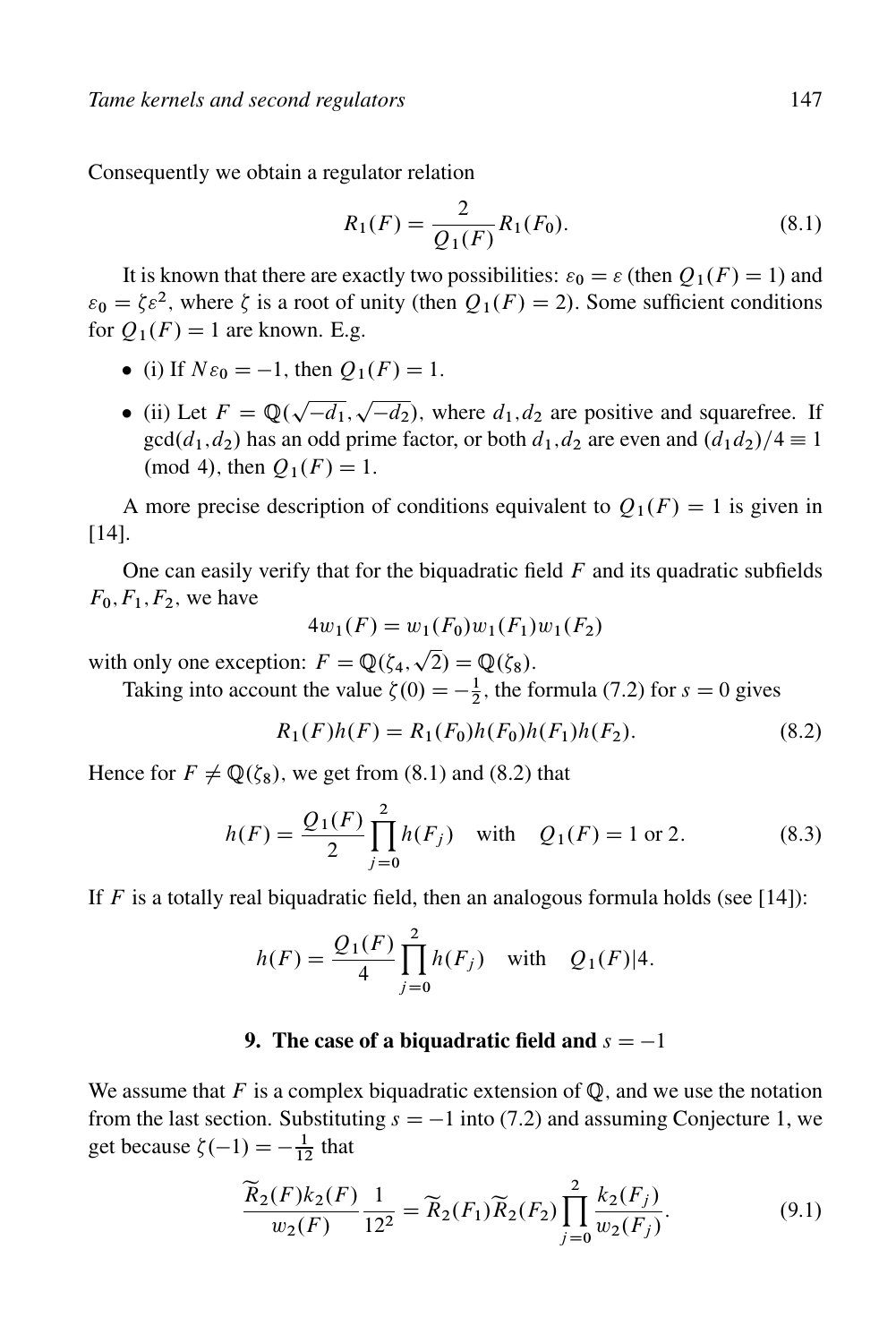Consequently we obtain a regulator relation

$$R_1(F) = \frac{2}{Q_1(F)} R_1(F_0). \tag{8.1}$$

It is known that there are exactly two possibilities: $\varepsilon_0 = \varepsilon$ (then $Q_1(F) = 1$) and $\varepsilon_0 = \zeta\varepsilon^2$, where $\zeta$ is a root of unity (then $Q_1(F) = 2$). Some sufficient conditions for $Q_1(F) = 1$ are known. E.g.

- (i) If $N\varepsilon_0 = -1$, then $Q_1(F) = 1$.
- (ii) Let $F = \mathbb{Q}(\sqrt{-d_1}, \sqrt{-d_2})$, where $d_1, d_2$ are positive and squarefree. If $\gcd(d_1, d_2)$ has an odd prime factor, or both $d_1, d_2$ are even and $(d_1 d_2)/4 \equiv 1 \pmod 4$, then $Q_1(F) = 1$.

A more precise description of conditions equivalent to $Q_1(F) = 1$ is given in [14].

One can easily verify that for the biquadratic field $F$ and its quadratic subfields $F_0, F_1, F_2$, we have

$$4w_1(F) = w_1(F_0)w_1(F_1)w_1(F_2)$$

with only one exception: $F = \mathbb{Q}(\zeta_4, \sqrt{2}) = \mathbb{Q}(\zeta_8)$.

Taking into account the value $\zeta(0) = -\frac{1}{2}$, the formula (7.2) for $s = 0$ gives

$$R_1(F)h(F) = R_1(F_0)h(F_0)h(F_1)h(F_2). \tag{8.2}$$

Hence for $F \neq \mathbb{Q}(\zeta_8)$, we get from (8.1) and (8.2) that

$$h(F) = \frac{Q_1(F)}{2} \prod_{j=0}^{2} h(F_j) \quad \text{with} \quad Q_1(F) = 1 \text{ or } 2. \tag{8.3}$$

If $F$ is a totally real biquadratic field, then an analogous formula holds (see [14]):

$$h(F) = \frac{Q_1(F)}{4} \prod_{j=0}^{2} h(F_j) \quad \text{with} \quad Q_1(F)|4.$$

## 9. The case of a biquadratic field and $s = -1$

We assume that $F$ is a complex biquadratic extension of $\mathbb{Q}$, and we use the notation from the last section. Substituting $s = -1$ into (7.2) and assuming Conjecture 1, we get because $\zeta(-1) = -\frac{1}{12}$ that

$$\frac{\widetilde{R}_2(F)k_2(F)}{w_2(F)} \frac{1}{12^2} = \widetilde{R}_2(F_1)\widetilde{R}_2(F_2) \prod_{j=0}^{2} \frac{k_2(F_j)}{w_2(F_j)}. \tag{9.1}$$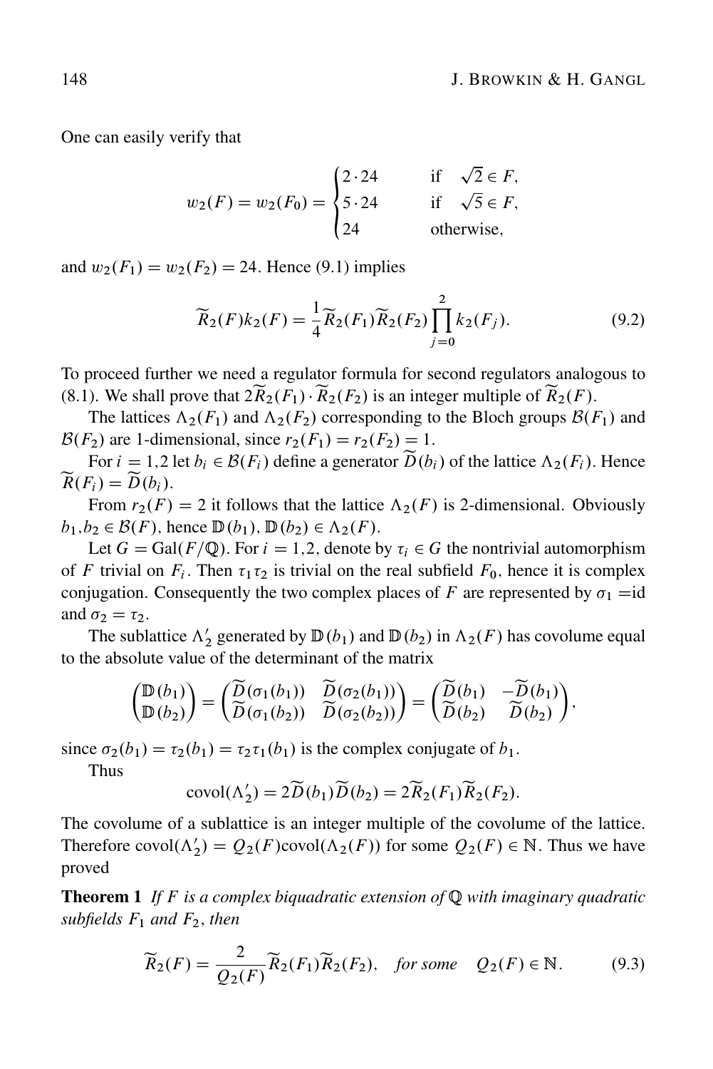One can easily verify that

$$w_2(F) = w_2(F_0) = \begin{cases} 2\cdot 24 & \text{if} \quad \sqrt{2} \in F, \\ 5\cdot 24 & \text{if} \quad \sqrt{5} \in F, \\ 24 & \text{otherwise,} \end{cases}$$

and $w_2(F_1) = w_2(F_2) = 24$. Hence (9.1) implies

$$\widetilde{R}_2(F)k_2(F) = \frac{1}{4}\widetilde{R}_2(F_1)\widetilde{R}_2(F_2)\prod_{j=0}^{2} k_2(F_j). \tag{9.2}$$

To proceed further we need a regulator formula for second regulators analogous to (8.1). We shall prove that $2\widetilde{R}_2(F_1)\cdot\widetilde{R}_2(F_2)$ is an integer multiple of $\widetilde{R}_2(F)$.

The lattices $\Lambda_2(F_1)$ and $\Lambda_2(F_2)$ corresponding to the Bloch groups $\mathcal{B}(F_1)$ and $\mathcal{B}(F_2)$ are 1-dimensional, since $r_2(F_1) = r_2(F_2) = 1$.

For $i = 1,2$ let $b_i \in \mathcal{B}(F_i)$ define a generator $\widetilde{D}(b_i)$ of the lattice $\Lambda_2(F_i)$. Hence $\widetilde{R}(F_i) = \widetilde{D}(b_i)$.

From $r_2(F) = 2$ it follows that the lattice $\Lambda_2(F)$ is 2-dimensional. Obviously $b_1, b_2 \in \mathcal{B}(F)$, hence $\mathbb{D}(b_1), \mathbb{D}(b_2) \in \Lambda_2(F)$.

Let $G = \mathrm{Gal}(F/\mathbb{Q})$. For $i = 1,2$, denote by $\tau_i \in G$ the nontrivial automorphism of $F$ trivial on $F_i$. Then $\tau_1\tau_2$ is trivial on the real subfield $F_0$, hence it is complex conjugation. Consequently the two complex places of $F$ are represented by $\sigma_1 = \mathrm{id}$ and $\sigma_2 = \tau_2$.

The sublattice $\Lambda_2'$ generated by $\mathbb{D}(b_1)$ and $\mathbb{D}(b_2)$ in $\Lambda_2(F)$ has covolume equal to the absolute value of the determinant of the matrix

$$\begin{pmatrix} \mathbb{D}(b_1) \\ \mathbb{D}(b_2) \end{pmatrix} = \begin{pmatrix} \widetilde{D}(\sigma_1(b_1)) & \widetilde{D}(\sigma_2(b_1)) \\ \widetilde{D}(\sigma_1(b_2)) & \widetilde{D}(\sigma_2(b_2)) \end{pmatrix} = \begin{pmatrix} \widetilde{D}(b_1) & -\widetilde{D}(b_1) \\ \widetilde{D}(b_2) & \widetilde{D}(b_2) \end{pmatrix},$$

since $\sigma_2(b_1) = \tau_2(b_1) = \tau_2\tau_1(b_1)$ is the complex conjugate of $b_1$.

Thus

$$\mathrm{covol}(\Lambda_2') = 2\widetilde{D}(b_1)\widetilde{D}(b_2) = 2\widetilde{R}_2(F_1)\widetilde{R}_2(F_2).$$

The covolume of a sublattice is an integer multiple of the covolume of the lattice. Therefore $\mathrm{covol}(\Lambda_2') = Q_2(F)\mathrm{covol}(\Lambda_2(F))$ for some $Q_2(F) \in \mathbb{N}$. Thus we have proved

**Theorem 1** *If $F$ is a complex biquadratic extension of $\mathbb{Q}$ with imaginary quadratic subfields $F_1$ and $F_2$, then*

$$\widetilde{R}_2(F) = \frac{2}{Q_2(F)}\widetilde{R}_2(F_1)\widetilde{R}_2(F_2), \quad \textit{for some} \quad Q_2(F) \in \mathbb{N}. \tag{9.3}$$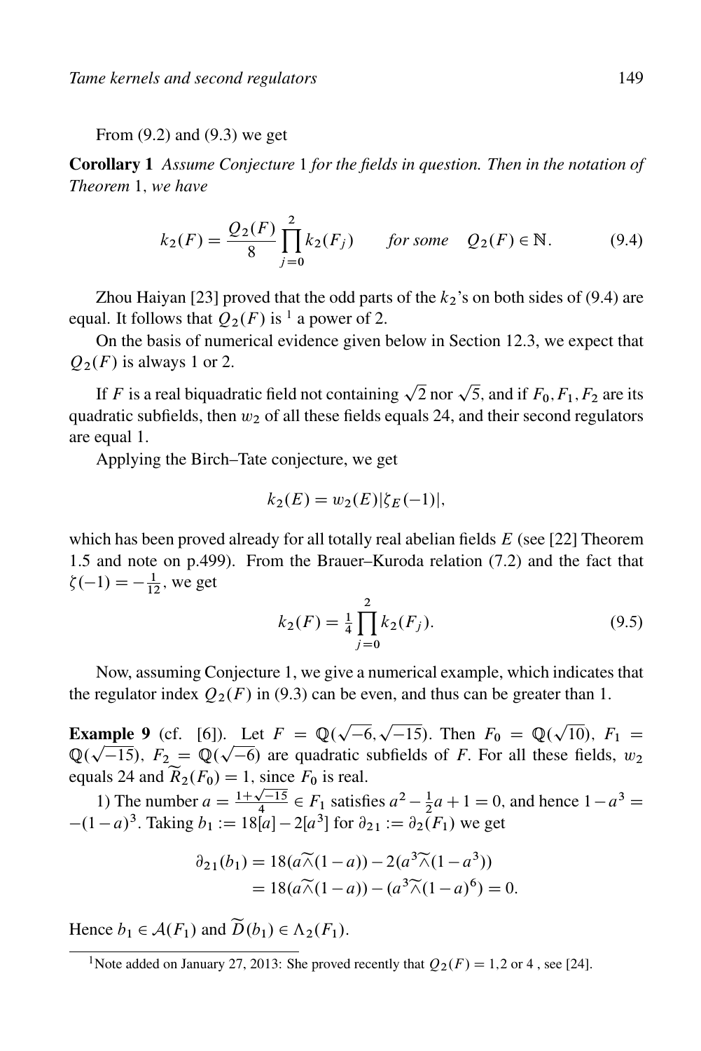From (9.2) and (9.3) we get

**Corollary 1** *Assume Conjecture* 1 *for the fields in question. Then in the notation of Theorem* 1, *we have*

$$k_2(F) = \frac{Q_2(F)}{8}\prod_{j=0}^{2} k_2(F_j) \qquad \textit{for some} \quad Q_2(F) \in \mathbb{N}. \tag{9.4}$$

Zhou Haiyan [23] proved that the odd parts of the $k_2$'s on both sides of (9.4) are equal. It follows that $Q_2(F)$ is [1] a power of 2.

On the basis of numerical evidence given below in Section 12.3, we expect that $Q_2(F)$ is always 1 or 2.

If $F$ is a real biquadratic field not containing $\sqrt{2}$ nor $\sqrt{5}$, and if $F_0, F_1, F_2$ are its quadratic subfields, then $w_2$ of all these fields equals 24, and their second regulators are equal 1.

Applying the Birch–Tate conjecture, we get

$$k_2(E) = w_2(E)|\zeta_E(-1)|,$$

which has been proved already for all totally real abelian fields $E$ (see [22] Theorem 1.5 and note on p.499). From the Brauer–Kuroda relation (7.2) and the fact that $\zeta(-1) = -\frac{1}{12}$, we get

$$k_2(F) = \tfrac{1}{4}\prod_{j=0}^{2} k_2(F_j). \tag{9.5}$$

Now, assuming Conjecture 1, we give a numerical example, which indicates that the regulator index $Q_2(F)$ in (9.3) can be even, and thus can be greater than 1.

**Example 9** (cf. [6]). Let $F = \mathbb{Q}(\sqrt{-6}, \sqrt{-15})$. Then $F_0 = \mathbb{Q}(\sqrt{10})$, $F_1 = \mathbb{Q}(\sqrt{-15})$, $F_2 = \mathbb{Q}(\sqrt{-6})$ are quadratic subfields of $F$. For all these fields, $w_2$ equals 24 and $\widetilde{R}_2(F_0) = 1$, since $F_0$ is real.

1) The number $a = \frac{1+\sqrt{-15}}{4} \in F_1$ satisfies $a^2 - \frac{1}{2}a + 1 = 0$, and hence $1 - a^3 = -(1-a)^3$. Taking $b_1 := 18[a] - 2[a^3]$ for $\partial_{21} := \partial_2(F_1)$ we get

$$\begin{aligned}\partial_{21}(b_1) &= 18(a\widetilde{\wedge}(1-a)) - 2(a^3\widetilde{\wedge}(1-a^3)) \\ &= 18(a\widetilde{\wedge}(1-a)) - (a^3\widetilde{\wedge}(1-a)^6) = 0.\end{aligned}$$

Hence $b_1 \in \mathcal{A}(F_1)$ and $\widetilde{D}(b_1) \in \Lambda_2(F_1)$.

---

[1] Note added on January 27, 2013: She proved recently that $Q_2(F) = 1, 2$ or $4$ , see [24].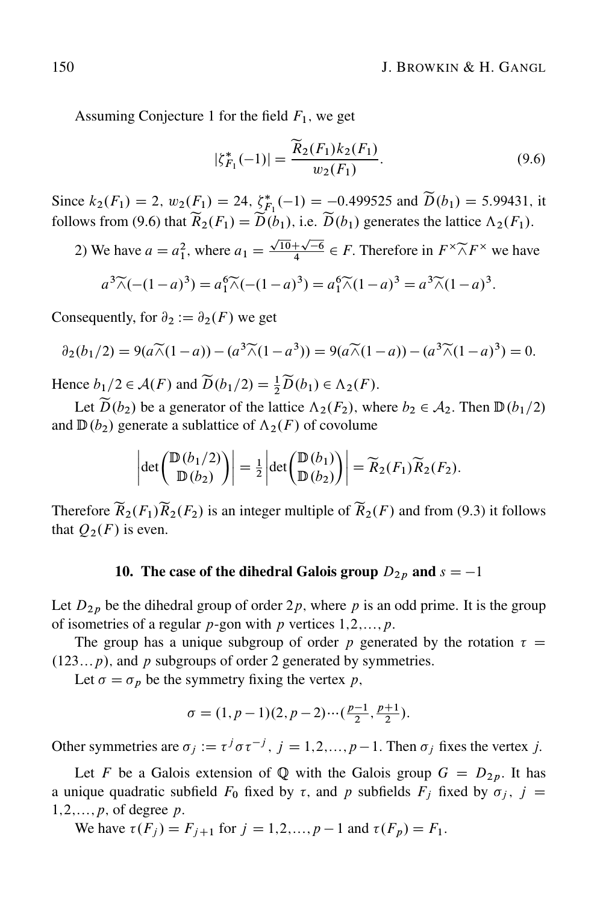Assuming Conjecture 1 for the field $F_1$, we get

$$|\zeta^*_{F_1}(-1)| = \frac{\widetilde{R}_2(F_1)k_2(F_1)}{w_2(F_1)}. \tag{9.6}$$

Since $k_2(F_1) = 2$, $w_2(F_1) = 24$, $\zeta^*_{F_1}(-1) = -0.499525$ and $\widetilde{D}(b_1) = 5.99431$, it follows from (9.6) that $\widetilde{R}_2(F_1) = \widetilde{D}(b_1)$, i.e. $\widetilde{D}(b_1)$ generates the lattice $\Lambda_2(F_1)$.

2) We have $a = a_1^2$, where $a_1 = \frac{\sqrt{10}+\sqrt{-6}}{4} \in F$. Therefore in $F^\times \widetilde{\wedge} F^\times$ we have

$$a^3 \widetilde{\wedge} (-(1-a)^3) = a_1^6 \widetilde{\wedge} (-(1-a)^3) = a_1^6 \widetilde{\wedge} (1-a)^3 = a^3 \widetilde{\wedge} (1-a)^3.$$

Consequently, for $\partial_2 := \partial_2(F)$ we get

$$\partial_2(b_1/2) = 9(a \widetilde{\wedge} (1-a)) - (a^3 \widetilde{\wedge} (1-a^3)) = 9(a \widetilde{\wedge} (1-a)) - (a^3 \widetilde{\wedge} (1-a)^3) = 0.$$

Hence $b_1/2 \in \mathcal{A}(F)$ and $\widetilde{D}(b_1/2) = \frac{1}{2}\widetilde{D}(b_1) \in \Lambda_2(F)$.

Let $\widetilde{D}(b_2)$ be a generator of the lattice $\Lambda_2(F_2)$, where $b_2 \in \mathcal{A}_2$. Then $\mathbb{D}(b_1/2)$ and $\mathbb{D}(b_2)$ generate a sublattice of $\Lambda_2(F)$ of covolume

$$\left|\det\begin{pmatrix}\mathbb{D}(b_1/2)\\ \mathbb{D}(b_2)\end{pmatrix}\right| = \tfrac{1}{2}\left|\det\begin{pmatrix}\mathbb{D}(b_1)\\ \mathbb{D}(b_2)\end{pmatrix}\right| = \widetilde{R}_2(F_1)\widetilde{R}_2(F_2).$$

Therefore $\widetilde{R}_2(F_1)\widetilde{R}_2(F_2)$ is an integer multiple of $\widetilde{R}_2(F)$ and from (9.3) it follows that $Q_2(F)$ is even.

## 10. The case of the dihedral Galois group $D_{2p}$ and $s = -1$

Let $D_{2p}$ be the dihedral group of order $2p$, where $p$ is an odd prime. It is the group of isometries of a regular $p$-gon with $p$ vertices $1, 2, \ldots, p$.

The group has a unique subgroup of order $p$ generated by the rotation $\tau = (123\ldots p)$, and $p$ subgroups of order 2 generated by symmetries.

Let $\sigma = \sigma_p$ be the symmetry fixing the vertex $p$,

$$\sigma = (1, p-1)(2, p-2)\cdots(\tfrac{p-1}{2}, \tfrac{p+1}{2}).$$

Other symmetries are $\sigma_j := \tau^j \sigma \tau^{-j}$, $j = 1, 2, \ldots, p-1$. Then $\sigma_j$ fixes the vertex $j$.

Let $F$ be a Galois extension of $\mathbb{Q}$ with the Galois group $G = D_{2p}$. It has a unique quadratic subfield $F_0$ fixed by $\tau$, and $p$ subfields $F_j$ fixed by $\sigma_j$, $j = 1, 2, \ldots, p$, of degree $p$.

We have $\tau(F_j) = F_{j+1}$ for $j = 1, 2, \ldots, p-1$ and $\tau(F_p) = F_1$.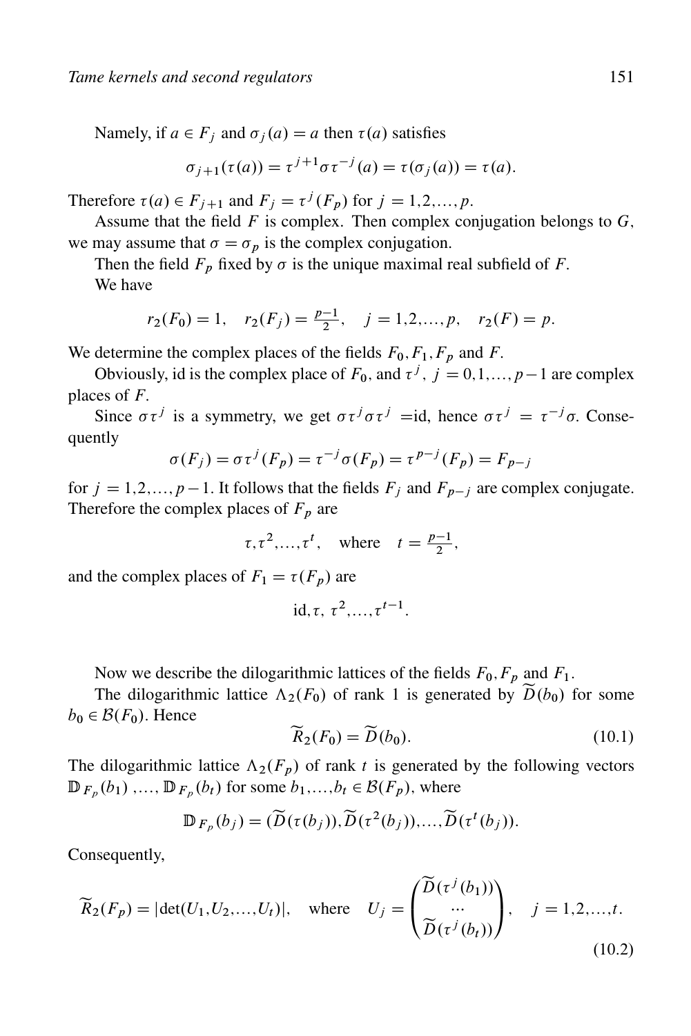Namely, if $a \in F_j$ and $\sigma_j(a) = a$ then $\tau(a)$ satisfies

$$\sigma_{j+1}(\tau(a)) = \tau^{j+1}\sigma\tau^{-j}(a) = \tau(\sigma_j(a)) = \tau(a).$$

Therefore $\tau(a) \in F_{j+1}$ and $F_j = \tau^j(F_p)$ for $j = 1,2,\ldots,p$.

Assume that the field $F$ is complex. Then complex conjugation belongs to $G$, we may assume that $\sigma = \sigma_p$ is the complex conjugation.

Then the field $F_p$ fixed by $\sigma$ is the unique maximal real subfield of $F$.

We have

$$r_2(F_0) = 1, \quad r_2(F_j) = \tfrac{p-1}{2}, \quad j = 1,2,\ldots,p, \quad r_2(F) = p.$$

We determine the complex places of the fields $F_0, F_1, F_p$ and $F$.

Obviously, id is the complex place of $F_0$, and $\tau^j$, $j = 0,1,\ldots,p-1$ are complex places of $F$.

Since $\sigma\tau^j$ is a symmetry, we get $\sigma\tau^j\sigma\tau^j = $id, hence $\sigma\tau^j = \tau^{-j}\sigma$. Consequently

$$\sigma(F_j) = \sigma\tau^j(F_p) = \tau^{-j}\sigma(F_p) = \tau^{p-j}(F_p) = F_{p-j}$$

for $j = 1,2,\ldots,p-1$. It follows that the fields $F_j$ and $F_{p-j}$ are complex conjugate. Therefore the complex places of $F_p$ are

$$\tau, \tau^2, \ldots, \tau^t, \quad \text{where} \quad t = \tfrac{p-1}{2},$$

and the complex places of $F_1 = \tau(F_p)$ are

$$\text{id}, \tau,\ \tau^2, \ldots, \tau^{t-1}.$$

Now we describe the dilogarithmic lattices of the fields $F_0, F_p$ and $F_1$.

The dilogarithmic lattice $\Lambda_2(F_0)$ of rank 1 is generated by $\widetilde{D}(b_0)$ for some $b_0 \in \mathcal{B}(F_0)$. Hence

$$\widetilde{R}_2(F_0) = \widetilde{D}(b_0). \tag{10.1}$$

The dilogarithmic lattice $\Lambda_2(F_p)$ of rank $t$ is generated by the following vectors $\mathbb{D}_{F_p}(b_1), \ldots, \mathbb{D}_{F_p}(b_t)$ for some $b_1, \ldots, b_t \in \mathcal{B}(F_p)$, where

$$\mathbb{D}_{F_p}(b_j) = (\widetilde{D}(\tau(b_j)), \widetilde{D}(\tau^2(b_j)), \ldots, \widetilde{D}(\tau^t(b_j)).$$

Consequently,

$$\widetilde{R}_2(F_p) = |\det(U_1, U_2, \ldots, U_t)|, \quad \text{where} \quad U_j = \begin{pmatrix} \widetilde{D}(\tau^j(b_1)) \\ \cdots \\ \widetilde{D}(\tau^j(b_t)) \end{pmatrix}, \quad j = 1,2,\ldots,t. \tag{10.2}$$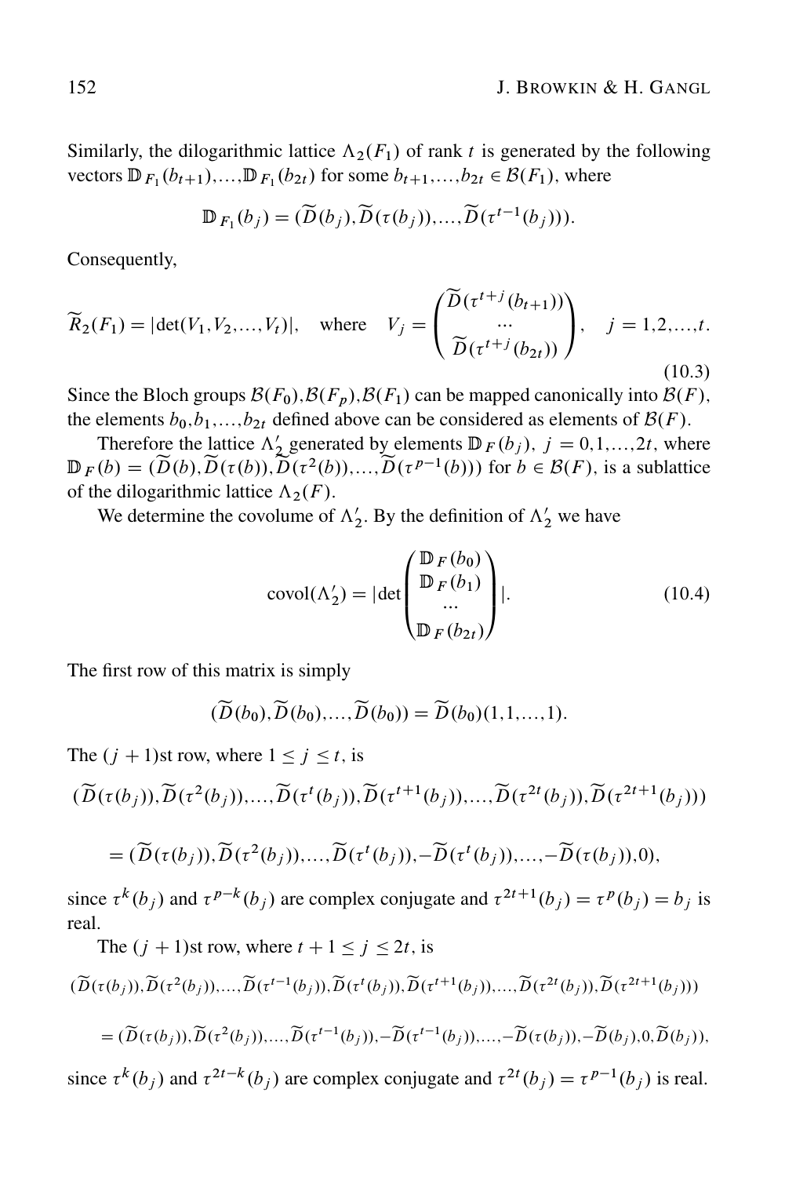Similarly, the dilogarithmic lattice $\Lambda_2(F_1)$ of rank $t$ is generated by the following vectors $\mathbb{D}_{F_1}(b_{t+1}),\ldots,\mathbb{D}_{F_1}(b_{2t})$ for some $b_{t+1},\ldots,b_{2t} \in \mathcal{B}(F_1)$, where

$$\mathbb{D}_{F_1}(b_j) = (\widetilde{D}(b_j), \widetilde{D}(\tau(b_j)),\ldots,\widetilde{D}(\tau^{t-1}(b_j))).$$

Consequently,

$$\widetilde{R}_2(F_1) = |\det(V_1, V_2, \ldots, V_t)|, \quad \text{where} \quad V_j = \begin{pmatrix} \widetilde{D}(\tau^{t+j}(b_{t+1})) \\ \cdots \\ \widetilde{D}(\tau^{t+j}(b_{2t})) \end{pmatrix}, \quad j = 1, 2, \ldots, t. \tag{10.3}$$

Since the Bloch groups $\mathcal{B}(F_0), \mathcal{B}(F_p), \mathcal{B}(F_1)$ can be mapped canonically into $\mathcal{B}(F)$, the elements $b_0, b_1, \ldots, b_{2t}$ defined above can be considered as elements of $\mathcal{B}(F)$.

Therefore the lattice $\Lambda_2'$ generated by elements $\mathbb{D}_F(b_j)$, $j = 0, 1, \ldots, 2t$, where $\mathbb{D}_F(b) = (\widetilde{D}(b), \widetilde{D}(\tau(b)), \widetilde{D}(\tau^2(b)), \ldots, \widetilde{D}(\tau^{p-1}(b)))$ for $b \in \mathcal{B}(F)$, is a sublattice of the dilogarithmic lattice $\Lambda_2(F)$.

We determine the covolume of $\Lambda_2'$. By the definition of $\Lambda_2'$ we have

$$\operatorname{covol}(\Lambda_2') = |\det \begin{pmatrix} \mathbb{D}_F(b_0) \\ \mathbb{D}_F(b_1) \\ \cdots \\ \mathbb{D}_F(b_{2t}) \end{pmatrix}|. \tag{10.4}$$

The first row of this matrix is simply

$$(\widetilde{D}(b_0), \widetilde{D}(b_0), \ldots, \widetilde{D}(b_0)) = \widetilde{D}(b_0)(1, 1, \ldots, 1).$$

The $(j+1)$st row, where $1 \le j \le t$, is

$$(\widetilde{D}(\tau(b_j)), \widetilde{D}(\tau^2(b_j)), \ldots, \widetilde{D}(\tau^t(b_j)), \widetilde{D}(\tau^{t+1}(b_j)), \ldots, \widetilde{D}(\tau^{2t}(b_j)), \widetilde{D}(\tau^{2t+1}(b_j)))$$

$$= (\widetilde{D}(\tau(b_j)), \widetilde{D}(\tau^2(b_j)), \ldots, \widetilde{D}(\tau^t(b_j)), -\widetilde{D}(\tau^t(b_j)), \ldots, -\widetilde{D}(\tau(b_j)), 0),$$

since $\tau^k(b_j)$ and $\tau^{p-k}(b_j)$ are complex conjugate and $\tau^{2t+1}(b_j) = \tau^p(b_j) = b_j$ is real.

The $(j+1)$st row, where $t+1 \le j \le 2t$, is

$$(\widetilde{D}(\tau(b_j)), \widetilde{D}(\tau^2(b_j)), \ldots, \widetilde{D}(\tau^{t-1}(b_j)), \widetilde{D}(\tau^t(b_j)), \widetilde{D}(\tau^{t+1}(b_j)), \ldots, \widetilde{D}(\tau^{2t}(b_j)), \widetilde{D}(\tau^{2t+1}(b_j)))$$

$$= (\widetilde{D}(\tau(b_j)), \widetilde{D}(\tau^2(b_j)), \ldots, \widetilde{D}(\tau^{t-1}(b_j)), -\widetilde{D}(\tau^{t-1}(b_j)), \ldots, -\widetilde{D}(\tau(b_j)), -\widetilde{D}(b_j), 0, \widetilde{D}(b_j)),$$

since $\tau^k(b_j)$ and $\tau^{2t-k}(b_j)$ are complex conjugate and $\tau^{2t}(b_j) = \tau^{p-1}(b_j)$ is real.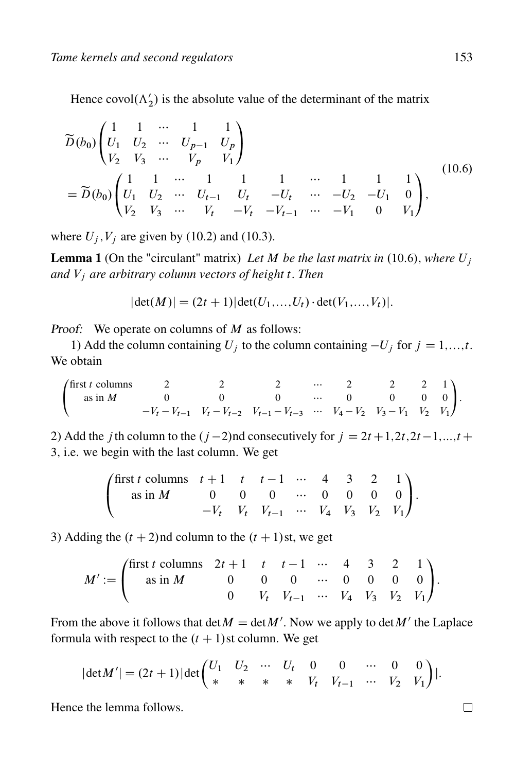Hence $\operatorname{covol}(\Lambda_2')$ is the absolute value of the determinant of the matrix

$$
\begin{aligned}
&\widetilde{D}(b_0)\begin{pmatrix} 1 & 1 & \cdots & 1 & 1 \\ U_1 & U_2 & \cdots & U_{p-1} & U_p \\ V_2 & V_3 & \cdots & V_p & V_1 \end{pmatrix} \\
&= \widetilde{D}(b_0)\begin{pmatrix} 1 & 1 & \cdots & 1 & 1 & 1 & \cdots & 1 & 1 & 1 \\ U_1 & U_2 & \cdots & U_{t-1} & U_t & -U_t & \cdots & -U_2 & -U_1 & 0 \\ V_2 & V_3 & \cdots & V_t & -V_t & -V_{t-1} & \cdots & -V_1 & 0 & V_1 \end{pmatrix},
\end{aligned}
\tag{10.6}
$$

where $U_j, V_j$ are given by (10.2) and (10.3).

**Lemma 1** (On the "circulant" matrix) *Let $M$ be the last matrix in* (10.6), *where $U_j$ and $V_j$ are arbitrary column vectors of height $t$. Then*

$$|\det(M)| = (2t+1)|\det(U_1, \ldots, U_t) \cdot \det(V_1, \ldots, V_t)|.$$

*Proof:* We operate on columns of $M$ as follows:

1) Add the column containing $U_j$ to the column containing $-U_j$ for $j = 1, \ldots, t$. We obtain

$$\begin{pmatrix} \text{first } t \text{ columns} & 2 & 2 & 2 & \cdots & 2 & 2 & 2 & 1 \\ \text{as in } M & 0 & 0 & 0 & \cdots & 0 & 0 & 0 & 0 \\ & -V_t - V_{t-1} & V_t - V_{t-2} & V_{t-1} - V_{t-3} & \cdots & V_4 - V_2 & V_3 - V_1 & V_2 & V_1 \end{pmatrix}.$$

2) Add the $j$th column to the $(j-2)$nd consecutively for $j = 2t+1, 2t, 2t-1, \ldots, t+3$, i.e. we begin with the last column. We get

$$\begin{pmatrix} \text{first } t \text{ columns} & t+1 & t & t-1 & \cdots & 4 & 3 & 2 & 1 \\ \text{as in } M & 0 & 0 & 0 & \cdots & 0 & 0 & 0 & 0 \\ & -V_t & V_t & V_{t-1} & \cdots & V_4 & V_3 & V_2 & V_1 \end{pmatrix}.$$

3) Adding the $(t+2)$nd column to the $(t+1)$st, we get

$$M' := \begin{pmatrix} \text{first } t \text{ columns} & 2t+1 & t & t-1 & \cdots & 4 & 3 & 2 & 1 \\ \text{as in } M & 0 & 0 & 0 & \cdots & 0 & 0 & 0 & 0 \\ & 0 & V_t & V_{t-1} & \cdots & V_4 & V_3 & V_2 & V_1 \end{pmatrix}.$$

From the above it follows that $\det M = \det M'$. Now we apply to $\det M'$ the Laplace formula with respect to the $(t+1)$st column. We get

$$|\det M'| = (2t+1)|\det\begin{pmatrix} U_1 & U_2 & \cdots & U_t & 0 & 0 & \cdots & 0 & 0 \\ * & * & * & * & V_t & V_{t-1} & \cdots & V_2 & V_1 \end{pmatrix}|.$$

Hence the lemma follows. $\square$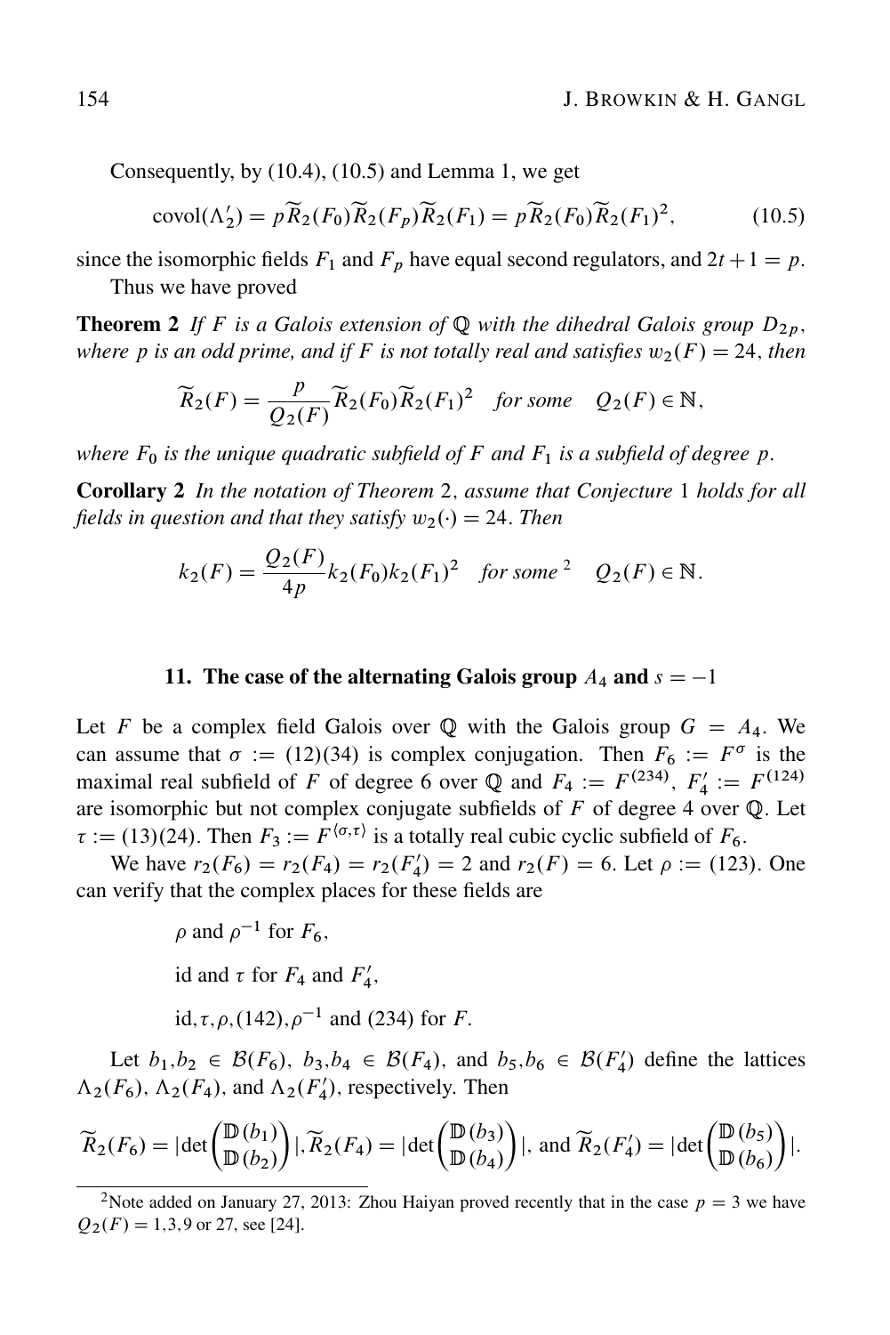Consequently, by (10.4), (10.5) and Lemma 1, we get

$$\operatorname{covol}(\Lambda_2') = p\widetilde{R}_2(F_0)\widetilde{R}_2(F_p)\widetilde{R}_2(F_1) = p\widetilde{R}_2(F_0)\widetilde{R}_2(F_1)^2, \tag{10.5}$$

since the isomorphic fields $F_1$ and $F_p$ have equal second regulators, and $2t+1 = p$.

Thus we have proved

**Theorem 2** *If $F$ is a Galois extension of $\mathbb{Q}$ with the dihedral Galois group $D_{2p}$, where $p$ is an odd prime, and if $F$ is not totally real and satisfies $w_2(F) = 24$, then*

$$\widetilde{R}_2(F) = \frac{p}{Q_2(F)}\widetilde{R}_2(F_0)\widetilde{R}_2(F_1)^2 \quad \textit{for some} \quad Q_2(F) \in \mathbb{N},$$

*where $F_0$ is the unique quadratic subfield of $F$ and $F_1$ is a subfield of degree $p$.*

**Corollary 2** *In the notation of Theorem 2, assume that Conjecture 1 holds for all fields in question and that they satisfy $w_2(\cdot) = 24$. Then*

$$k_2(F) = \frac{Q_2(F)}{4p}k_2(F_0)k_2(F_1)^2 \quad \textit{for some}^{2} \quad Q_2(F) \in \mathbb{N}.$$

## 11. The case of the alternating Galois group $A_4$ and $s = -1$

Let $F$ be a complex field Galois over $\mathbb{Q}$ with the Galois group $G = A_4$. We can assume that $\sigma := (12)(34)$ is complex conjugation. Then $F_6 := F^\sigma$ is the maximal real subfield of $F$ of degree 6 over $\mathbb{Q}$ and $F_4 := F^{(234)}$, $F_4' := F^{(124)}$ are isomorphic but not complex conjugate subfields of $F$ of degree 4 over $\mathbb{Q}$. Let $\tau := (13)(24)$. Then $F_3 := F^{\langle\sigma,\tau\rangle}$ is a totally real cubic cyclic subfield of $F_6$.

We have $r_2(F_6) = r_2(F_4) = r_2(F_4') = 2$ and $r_2(F) = 6$. Let $\rho := (123)$. One can verify that the complex places for these fields are

$\rho$ and $\rho^{-1}$ for $F_6$,

id and $\tau$ for $F_4$ and $F_4'$,

id, $\tau, \rho, (142), \rho^{-1}$ and $(234)$ for $F$.

Let $b_1, b_2 \in \mathcal{B}(F_6)$, $b_3, b_4 \in \mathcal{B}(F_4)$, and $b_5, b_6 \in \mathcal{B}(F_4')$ define the lattices $\Lambda_2(F_6)$, $\Lambda_2(F_4)$, and $\Lambda_2(F_4')$, respectively. Then

$$\widetilde{R}_2(F_6) = |\det\begin{pmatrix}\mathbb{D}(b_1)\\ \mathbb{D}(b_2)\end{pmatrix}|, \widetilde{R}_2(F_4) = |\det\begin{pmatrix}\mathbb{D}(b_3)\\ \mathbb{D}(b_4)\end{pmatrix}|, \text{ and } \widetilde{R}_2(F_4') = |\det\begin{pmatrix}\mathbb{D}(b_5)\\ \mathbb{D}(b_6)\end{pmatrix}|.$$

---

[2] Note added on January 27, 2013: Zhou Haiyan proved recently that in the case $p = 3$ we have $Q_2(F) = 1, 3, 9$ or $27$, see [24].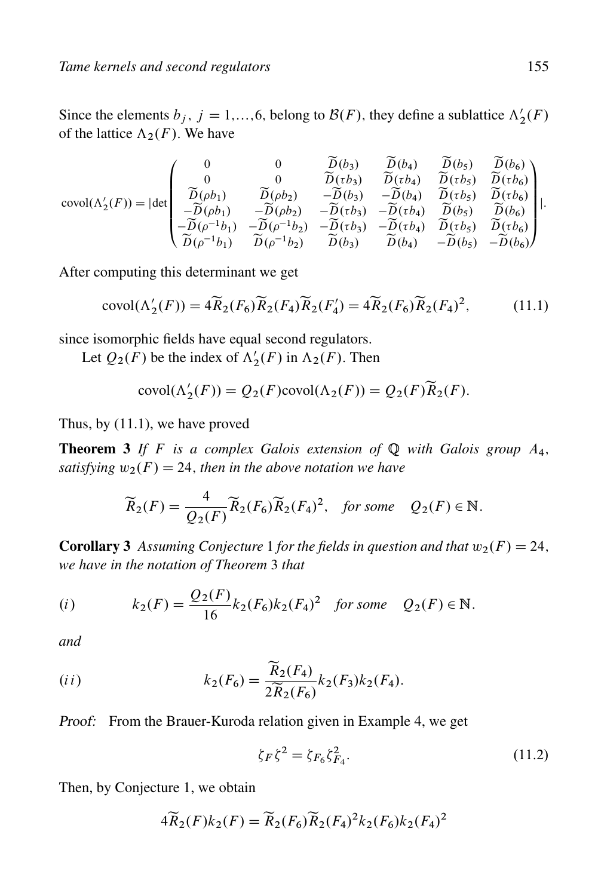Since the elements $b_j$, $j = 1,\dots,6$, belong to $\mathcal{B}(F)$, they define a sublattice $\Lambda_2'(F)$ of the lattice $\Lambda_2(F)$. We have

$$\mathrm{covol}(\Lambda_2'(F)) = |\det \begin{pmatrix} 0 & 0 & \widetilde{D}(b_3) & \widetilde{D}(b_4) & \widetilde{D}(b_5) & \widetilde{D}(b_6) \\ 0 & 0 & \widetilde{D}(\tau b_3) & \widetilde{D}(\tau b_4) & \widetilde{D}(\tau b_5) & \widetilde{D}(\tau b_6) \\ \widetilde{D}(\rho b_1) & \widetilde{D}(\rho b_2) & -\widetilde{D}(b_3) & -\widetilde{D}(b_4) & \widetilde{D}(\tau b_5) & \widetilde{D}(\tau b_6) \\ -\widetilde{D}(\rho b_1) & -\widetilde{D}(\rho b_2) & -\widetilde{D}(\tau b_3) & -\widetilde{D}(\tau b_4) & \widetilde{D}(b_5) & \widetilde{D}(b_6) \\ -\widetilde{D}(\rho^{-1} b_1) & -\widetilde{D}(\rho^{-1} b_2) & -\widetilde{D}(\tau b_3) & -\widetilde{D}(\tau b_4) & \widetilde{D}(\tau b_5) & \widetilde{D}(\tau b_6) \\ \widetilde{D}(\rho^{-1} b_1) & \widetilde{D}(\rho^{-1} b_2) & \widetilde{D}(b_3) & \widetilde{D}(b_4) & -\widetilde{D}(b_5) & -\widetilde{D}(b_6) \end{pmatrix}|.$$

After computing this determinant we get

$$\mathrm{covol}(\Lambda_2'(F)) = 4\widetilde{R}_2(F_6)\widetilde{R}_2(F_4)\widetilde{R}_2(F_4') = 4\widetilde{R}_2(F_6)\widetilde{R}_2(F_4)^2, \tag{11.1}$$

since isomorphic fields have equal second regulators.

Let $Q_2(F)$ be the index of $\Lambda_2'(F)$ in $\Lambda_2(F)$. Then

$$\mathrm{covol}(\Lambda_2'(F)) = Q_2(F)\mathrm{covol}(\Lambda_2(F)) = Q_2(F)\widetilde{R}_2(F).$$

Thus, by (11.1), we have proved

**Theorem 3** *If $F$ is a complex Galois extension of $\mathbb{Q}$ with Galois group $A_4$, satisfying $w_2(F) = 24$, then in the above notation we have*

$$\widetilde{R}_2(F) = \frac{4}{Q_2(F)}\widetilde{R}_2(F_6)\widetilde{R}_2(F_4)^2, \quad \text{for some} \quad Q_2(F) \in \mathbb{N}.$$

**Corollary 3** *Assuming Conjecture 1 for the fields in question and that $w_2(F) = 24$, we have in the notation of Theorem 3 that*

$$(i) \qquad k_2(F) = \frac{Q_2(F)}{16}k_2(F_6)k_2(F_4)^2 \quad \text{for some} \quad Q_2(F) \in \mathbb{N}.$$

*and*

$$(ii) \qquad k_2(F_6) = \frac{\widetilde{R}_2(F_4)}{2\widetilde{R}_2(F_6)}k_2(F_3)k_2(F_4).$$

*Proof:* From the Brauer-Kuroda relation given in Example 4, we get

$$\zeta_F \zeta^2 = \zeta_{F_6}\zeta_{F_4}^2. \tag{11.2}$$

Then, by Conjecture 1, we obtain

$$4\widetilde{R}_2(F)k_2(F) = \widetilde{R}_2(F_6)\widetilde{R}_2(F_4)^2 k_2(F_6)k_2(F_4)^2$$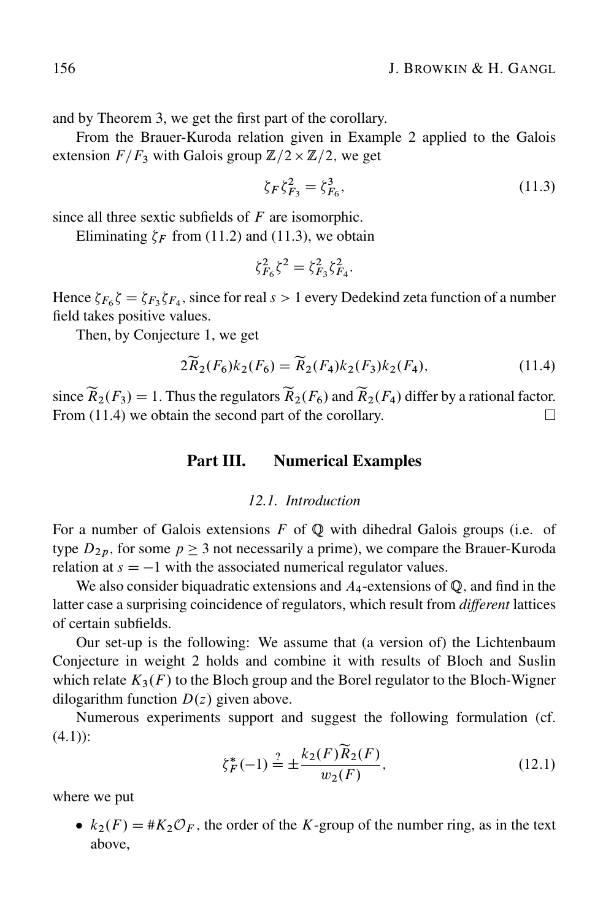and by Theorem 3, we get the first part of the corollary.

From the Brauer-Kuroda relation given in Example 2 applied to the Galois extension $F/F_3$ with Galois group $\mathbb{Z}/2 \times \mathbb{Z}/2$, we get

$$\zeta_F \zeta_{F_3}^2 = \zeta_{F_6}^3, \tag{11.3}$$

since all three sextic subfields of $F$ are isomorphic.

Eliminating $\zeta_F$ from (11.2) and (11.3), we obtain

$$\zeta_{F_6}^2 \zeta^2 = \zeta_{F_3}^2 \zeta_{F_4}^2.$$

Hence $\zeta_{F_6} \zeta = \zeta_{F_3} \zeta_{F_4}$, since for real $s > 1$ every Dedekind zeta function of a number field takes positive values.

Then, by Conjecture 1, we get

$$2\widetilde{R}_2(F_6) k_2(F_6) = \widetilde{R}_2(F_4) k_2(F_3) k_2(F_4), \tag{11.4}$$

since $\widetilde{R}_2(F_3) = 1$. Thus the regulators $\widetilde{R}_2(F_6)$ and $\widetilde{R}_2(F_4)$ differ by a rational factor. From (11.4) we obtain the second part of the corollary. □

## Part III. Numerical Examples

### *12.1. Introduction*

For a number of Galois extensions $F$ of $\mathbb{Q}$ with dihedral Galois groups (i.e. of type $D_{2p}$, for some $p \geq 3$ not necessarily a prime), we compare the Brauer-Kuroda relation at $s = -1$ with the associated numerical regulator values.

We also consider biquadratic extensions and $A_4$-extensions of $\mathbb{Q}$, and find in the latter case a surprising coincidence of regulators, which result from *different* lattices of certain subfields.

Our set-up is the following: We assume that (a version of) the Lichtenbaum Conjecture in weight 2 holds and combine it with results of Bloch and Suslin which relate $K_3(F)$ to the Bloch group and the Borel regulator to the Bloch-Wigner dilogarithm function $D(z)$ given above.

Numerous experiments support and suggest the following formulation (cf. (4.1)):

$$\zeta_F^*(-1) \stackrel{?}{=} \pm \frac{k_2(F)\widetilde{R}_2(F)}{w_2(F)}, \tag{12.1}$$

where we put

- $k_2(F) = \#K_2\mathcal{O}_F$, the order of the $K$-group of the number ring, as in the text above,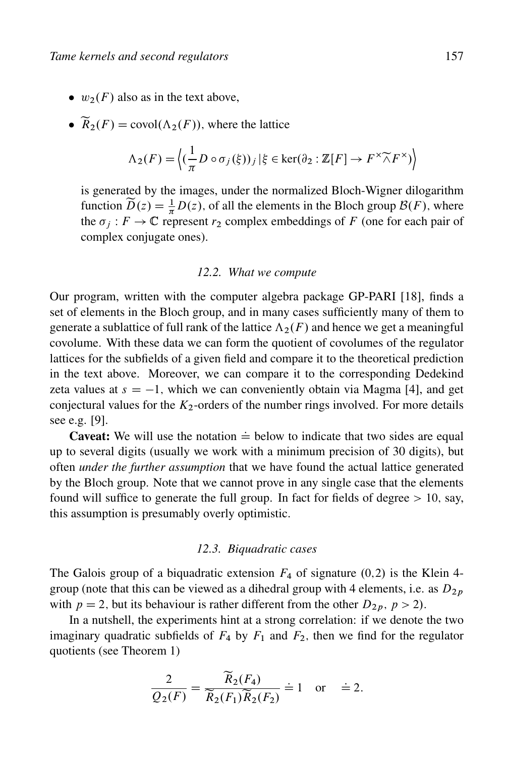- $w_2(F)$ also as in the text above,
- $\widetilde{R}_2(F) = \mathrm{covol}(\Lambda_2(F))$, where the lattice

  $$\Lambda_2(F) = \left\langle (\frac{1}{\pi} D \circ \sigma_j(\xi))_j \,|\, \xi \in \ker(\partial_2 : \mathbb{Z}[F] \to F^\times \widetilde{\wedge} F^\times) \right\rangle$$

  is generated by the images, under the normalized Bloch-Wigner dilogarithm function $\widetilde{D}(z) = \frac{1}{\pi} D(z)$, of all the elements in the Bloch group $\mathcal{B}(F)$, where the $\sigma_j : F \to \mathbb{C}$ represent $r_2$ complex embeddings of $F$ (one for each pair of complex conjugate ones).

### *12.2. What we compute*

Our program, written with the computer algebra package GP-PARI [18], finds a set of elements in the Bloch group, and in many cases sufficiently many of them to generate a sublattice of full rank of the lattice $\Lambda_2(F)$ and hence we get a meaningful covolume. With these data we can form the quotient of covolumes of the regulator lattices for the subfields of a given field and compare it to the theoretical prediction in the text above. Moreover, we can compare it to the corresponding Dedekind zeta values at $s = -1$, which we can conveniently obtain via Magma [4], and get conjectural values for the $K_2$-orders of the number rings involved. For more details see e.g. [9].

**Caveat:** We will use the notation $\doteq$ below to indicate that two sides are equal up to several digits (usually we work with a minimum precision of 30 digits), but often *under the further assumption* that we have found the actual lattice generated by the Bloch group. Note that we cannot prove in any single case that the elements found will suffice to generate the full group. In fact for fields of degree $> 10$, say, this assumption is presumably overly optimistic.

### *12.3. Biquadratic cases*

The Galois group of a biquadratic extension $F_4$ of signature (0,2) is the Klein 4-group (note that this can be viewed as a dihedral group with 4 elements, i.e. as $D_{2p}$ with $p = 2$, but its behaviour is rather different from the other $D_{2p}$, $p > 2$).

In a nutshell, the experiments hint at a strong correlation: if we denote the two imaginary quadratic subfields of $F_4$ by $F_1$ and $F_2$, then we find for the regulator quotients (see Theorem 1)

$$\frac{2}{Q_2(F)} = \frac{\widetilde{R}_2(F_4)}{\widetilde{R}_2(F_1)\widetilde{R}_2(F_2)} \doteq 1 \quad \text{or} \quad \doteq 2.$$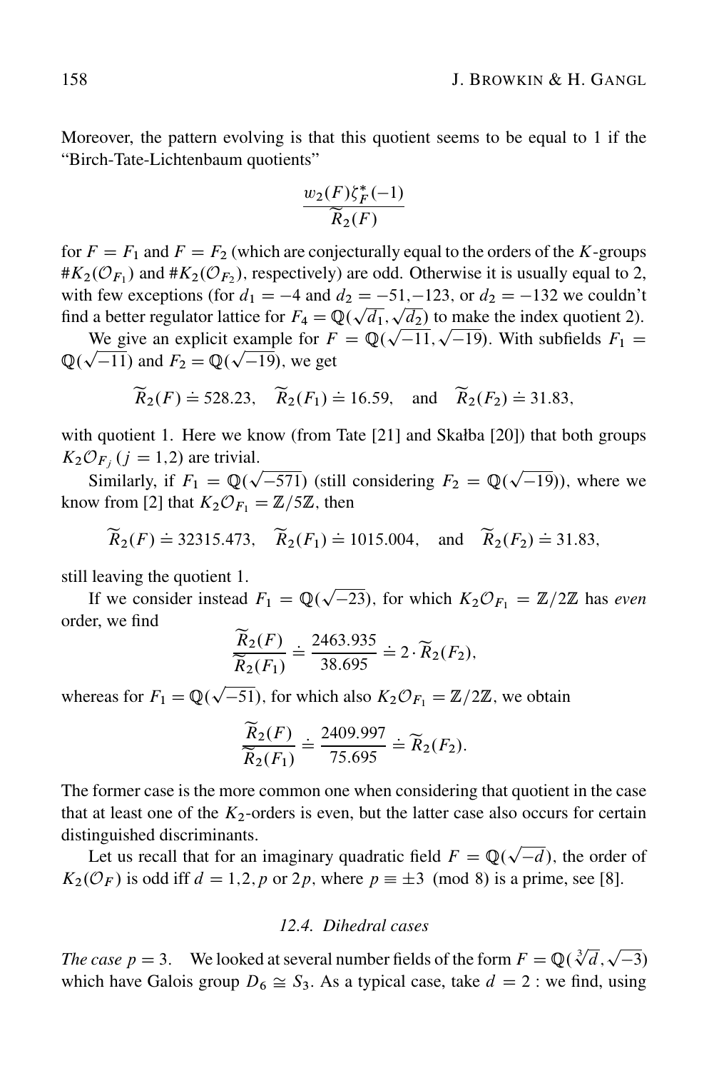Moreover, the pattern evolving is that this quotient seems to be equal to 1 if the "Birch-Tate-Lichtenbaum quotients"

$$\frac{w_2(F)\zeta_F^*(-1)}{\widetilde{R}_2(F)}$$

for $F = F_1$ and $F = F_2$ (which are conjecturally equal to the orders of the $K$-groups $\#K_2(\mathcal{O}_{F_1})$ and $\#K_2(\mathcal{O}_{F_2})$, respectively) are odd. Otherwise it is usually equal to 2, with few exceptions (for $d_1 = -4$ and $d_2 = -51, -123$, or $d_2 = -132$ we couldn't find a better regulator lattice for $F_4 = \mathbb{Q}(\sqrt{d_1}, \sqrt{d_2})$ to make the index quotient 2).

We give an explicit example for $F = \mathbb{Q}(\sqrt{-11}, \sqrt{-19})$. With subfields $F_1 = \mathbb{Q}(\sqrt{-11})$ and $F_2 = \mathbb{Q}(\sqrt{-19})$, we get

$$\widetilde{R}_2(F) \doteq 528.23, \quad \widetilde{R}_2(F_1) \doteq 16.59, \quad \text{and} \quad \widetilde{R}_2(F_2) \doteq 31.83,$$

with quotient 1. Here we know (from Tate [21] and Skałba [20]) that both groups $K_2\mathcal{O}_{F_j}$ ($j = 1,2$) are trivial.

Similarly, if $F_1 = \mathbb{Q}(\sqrt{-571})$ (still considering $F_2 = \mathbb{Q}(\sqrt{-19})$), where we know from [2] that $K_2\mathcal{O}_{F_1} = \mathbb{Z}/5\mathbb{Z}$, then

$$\widetilde{R}_2(F) \doteq 32315.473, \quad \widetilde{R}_2(F_1) \doteq 1015.004, \quad \text{and} \quad \widetilde{R}_2(F_2) \doteq 31.83,$$

still leaving the quotient 1.

If we consider instead $F_1 = \mathbb{Q}(\sqrt{-23})$, for which $K_2\mathcal{O}_{F_1} = \mathbb{Z}/2\mathbb{Z}$ has *even* order, we find

$$\frac{\widetilde{R}_2(F)}{\widetilde{R}_2(F_1)} \doteq \frac{2463.935}{38.695} \doteq 2 \cdot \widetilde{R}_2(F_2),$$

whereas for $F_1 = \mathbb{Q}(\sqrt{-51})$, for which also $K_2\mathcal{O}_{F_1} = \mathbb{Z}/2\mathbb{Z}$, we obtain

$$\frac{\widetilde{R}_2(F)}{\widetilde{R}_2(F_1)} \doteq \frac{2409.997}{75.695} \doteq \widetilde{R}_2(F_2).$$

The former case is the more common one when considering that quotient in the case that at least one of the $K_2$-orders is even, but the latter case also occurs for certain distinguished discriminants.

Let us recall that for an imaginary quadratic field $F = \mathbb{Q}(\sqrt{-d})$, the order of $K_2(\mathcal{O}_F)$ is odd iff $d = 1, 2, p$ or $2p$, where $p \equiv \pm 3 \pmod 8$ is a prime, see [8].

### 12.4. Dihedral cases

*The case $p = 3$.* We looked at several number fields of the form $F = \mathbb{Q}(\sqrt[3]{d}, \sqrt{-3})$ which have Galois group $D_6 \cong S_3$. As a typical case, take $d = 2$ : we find, using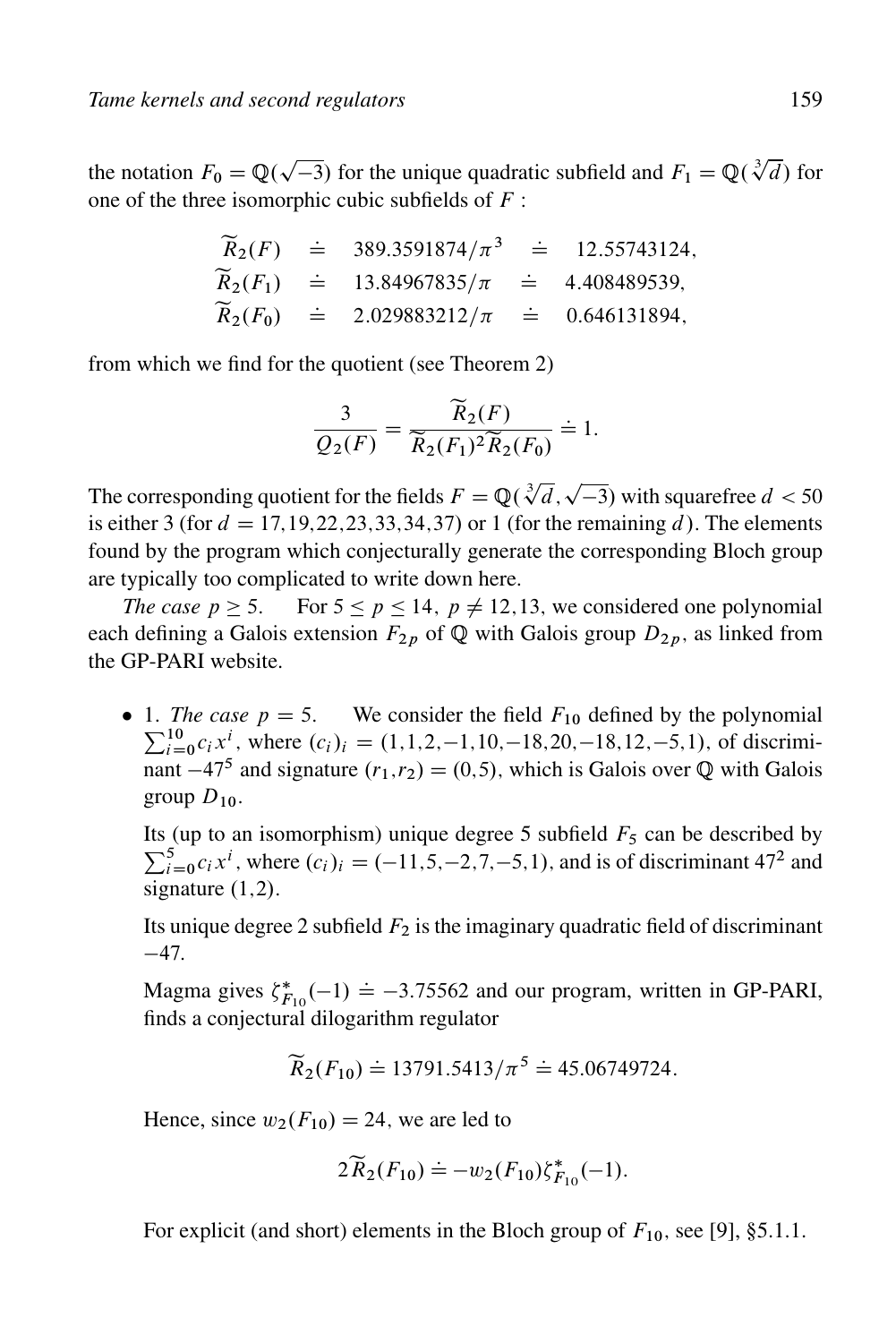the notation $F_0 = \mathbb{Q}(\sqrt{-3})$ for the unique quadratic subfield and $F_1 = \mathbb{Q}(\sqrt[3]{d})$ for one of the three isomorphic cubic subfields of $F$ :

$$
\begin{aligned}
\widetilde{R}_2(F) &\doteq 389.3591874/\pi^3 \doteq 12.55743124,\\
\widetilde{R}_2(F_1) &\doteq 13.84967835/\pi \doteq 4.408489539,\\
\widetilde{R}_2(F_0) &\doteq 2.029883212/\pi \doteq 0.646131894,
\end{aligned}
$$

from which we find for the quotient (see Theorem 2)

$$
\frac{3}{Q_2(F)} = \frac{\widetilde{R}_2(F)}{\widetilde{R}_2(F_1)^2\widetilde{R}_2(F_0)} \doteq 1.
$$

The corresponding quotient for the fields $F = \mathbb{Q}(\sqrt[3]{d}, \sqrt{-3})$ with squarefree $d < 50$ is either 3 (for $d = 17,19,22,23,33,34,37$) or 1 (for the remaining $d$). The elements found by the program which conjecturally generate the corresponding Bloch group are typically too complicated to write down here.

*The case $p \geq 5$.* For $5 \leq p \leq 14$, $p \neq 12, 13$, we considered one polynomial each defining a Galois extension $F_{2p}$ of $\mathbb{Q}$ with Galois group $D_{2p}$, as linked from the GP-PARI website.

- 1. *The case $p = 5$.* We consider the field $F_{10}$ defined by the polynomial $\sum_{i=0}^{10} c_i x^i$, where $(c_i)_i = (1,1,2,-1,10,-18,20,-18,12,-5,1)$, of discriminant $-47^5$ and signature $(r_1,r_2) = (0,5)$, which is Galois over $\mathbb{Q}$ with Galois group $D_{10}$.

  Its (up to an isomorphism) unique degree 5 subfield $F_5$ can be described by $\sum_{i=0}^{5} c_i x^i$, where $(c_i)_i = (-11,5,-2,7,-5,1)$, and is of discriminant $47^2$ and signature $(1,2)$.

  Its unique degree 2 subfield $F_2$ is the imaginary quadratic field of discriminant $-47$.

  Magma gives $\zeta^*_{F_{10}}(-1) \doteq -3.75562$ and our program, written in GP-PARI, finds a conjectural dilogarithm regulator

  $$
  \widetilde{R}_2(F_{10}) \doteq 13791.5413/\pi^5 \doteq 45.06749724.
  $$

  Hence, since $w_2(F_{10}) = 24$, we are led to

  $$
  2\widetilde{R}_2(F_{10}) \doteq -w_2(F_{10})\zeta^*_{F_{10}}(-1).
  $$

  For explicit (and short) elements in the Bloch group of $F_{10}$, see [9], §5.1.1.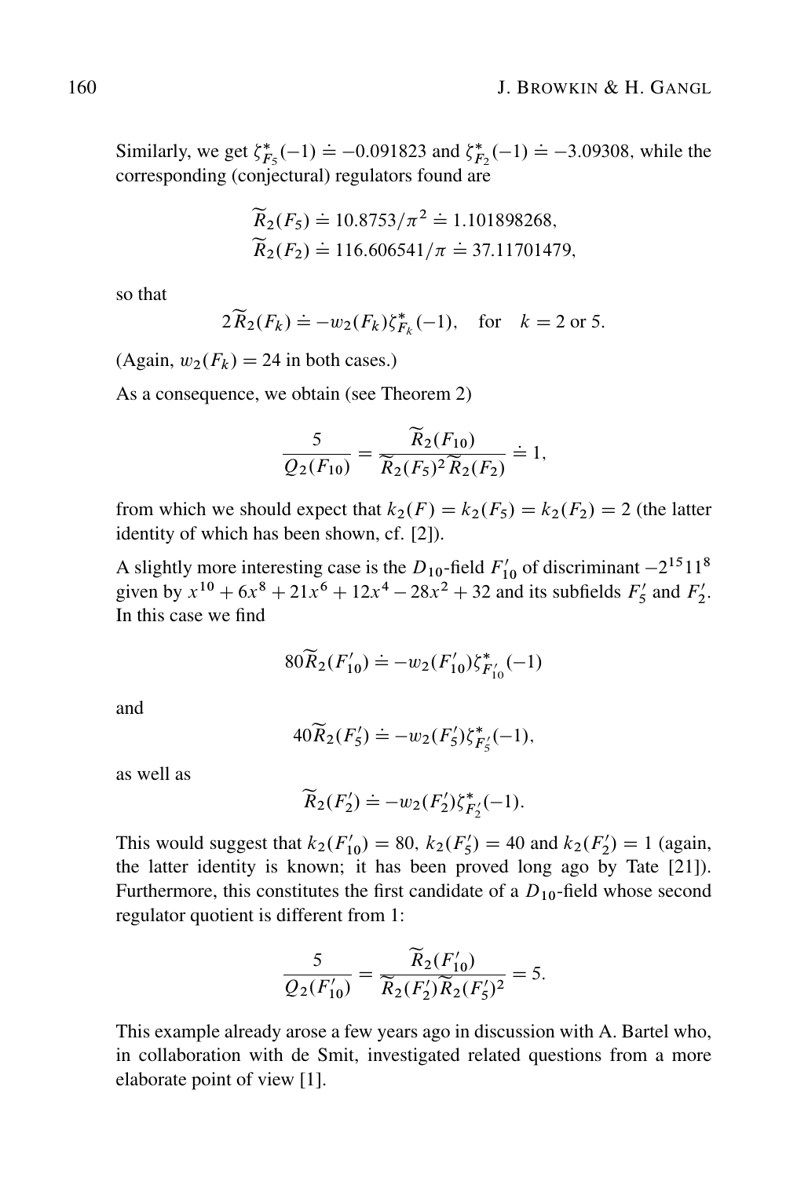Similarly, we get $\zeta^*_{F_5}(-1) \doteq -0.091823$ and $\zeta^*_{F_2}(-1) \doteq -3.09308$, while the corresponding (conjectural) regulators found are

$$\widetilde{R}_2(F_5) \doteq 10.8753/\pi^2 \doteq 1.101898268,$$
$$\widetilde{R}_2(F_2) \doteq 116.606541/\pi \doteq 37.11701479,$$

so that

$$2\widetilde{R}_2(F_k) \doteq -w_2(F_k)\zeta^*_{F_k}(-1), \quad \text{for} \quad k = 2 \text{ or } 5.$$

(Again, $w_2(F_k) = 24$ in both cases.)

As a consequence, we obtain (see Theorem 2)

$$\frac{5}{Q_2(F_{10})} = \frac{\widetilde{R}_2(F_{10})}{\widetilde{R}_2(F_5)^2 \widetilde{R}_2(F_2)} \doteq 1,$$

from which we should expect that $k_2(F) = k_2(F_5) = k_2(F_2) = 2$ (the latter identity of which has been shown, cf. [2]).

A slightly more interesting case is the $D_{10}$-field $F'_{10}$ of discriminant $-2^{15}11^8$ given by $x^{10} + 6x^8 + 21x^6 + 12x^4 - 28x^2 + 32$ and its subfields $F'_5$ and $F'_2$. In this case we find

$$80\widetilde{R}_2(F'_{10}) \doteq -w_2(F'_{10})\zeta^*_{F'_{10}}(-1)$$

and

$$40\widetilde{R}_2(F'_5) \doteq -w_2(F'_5)\zeta^*_{F'_5}(-1),$$

as well as

$$\widetilde{R}_2(F'_2) \doteq -w_2(F'_2)\zeta^*_{F'_2}(-1).$$

This would suggest that $k_2(F'_{10}) = 80$, $k_2(F'_5) = 40$ and $k_2(F'_2) = 1$ (again, the latter identity is known; it has been proved long ago by Tate [21]). Furthermore, this constitutes the first candidate of a $D_{10}$-field whose second regulator quotient is different from 1:

$$\frac{5}{Q_2(F'_{10})} = \frac{\widetilde{R}_2(F'_{10})}{\widetilde{R}_2(F'_2)\widetilde{R}_2(F'_5)^2} = 5.$$

This example already arose a few years ago in discussion with A. Bartel who, in collaboration with de Smit, investigated related questions from a more elaborate point of view [1].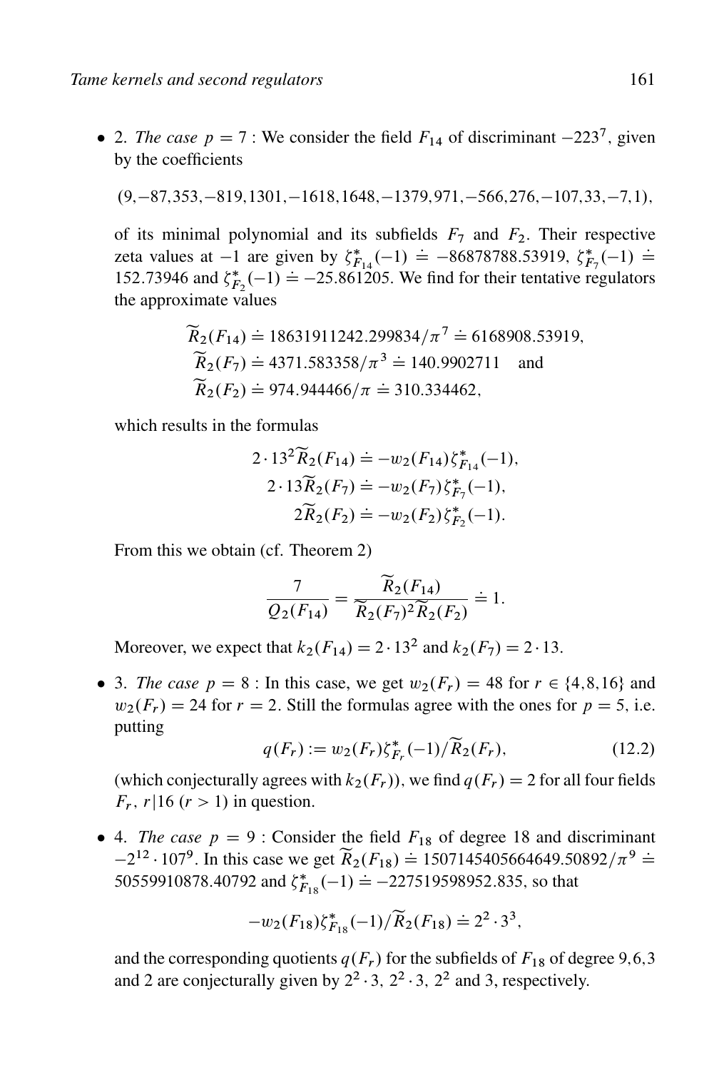- 2. *The case* $p = 7$ : We consider the field $F_{14}$ of discriminant $-223^7$, given by the coefficients

  $(9, -87, 353, -819, 1301, -1618, 1648, -1379, 971, -566, 276, -107, 33, -7, 1)$,

  of its minimal polynomial and its subfields $F_7$ and $F_2$. Their respective zeta values at $-1$ are given by $\zeta^*_{F_{14}}(-1) \doteq -86878788.53919$, $\zeta^*_{F_7}(-1) \doteq 152.73946$ and $\zeta^*_{F_2}(-1) \doteq -25.861205$. We find for their tentative regulators the approximate values

  $$\begin{aligned}\widetilde{R}_2(F_{14}) &\doteq 18631911242.299834/\pi^7 \doteq 6168908.53919,\\ \widetilde{R}_2(F_7) &\doteq 4371.583358/\pi^3 \doteq 140.9902711 \quad \text{and}\\ \widetilde{R}_2(F_2) &\doteq 974.944466/\pi \doteq 310.334462,\end{aligned}$$

  which results in the formulas

  $$\begin{aligned}2 \cdot 13^2 \widetilde{R}_2(F_{14}) &\doteq -w_2(F_{14})\zeta^*_{F_{14}}(-1),\\ 2 \cdot 13 \widetilde{R}_2(F_7) &\doteq -w_2(F_7)\zeta^*_{F_7}(-1),\\ 2\widetilde{R}_2(F_2) &\doteq -w_2(F_2)\zeta^*_{F_2}(-1).\end{aligned}$$

  From this we obtain (cf. Theorem 2)

  $$\frac{7}{Q_2(F_{14})} = \frac{\widetilde{R}_2(F_{14})}{\widetilde{R}_2(F_7)^2 \widetilde{R}_2(F_2)} \doteq 1.$$

  Moreover, we expect that $k_2(F_{14}) = 2 \cdot 13^2$ and $k_2(F_7) = 2 \cdot 13$.

- 3. *The case* $p = 8$ : In this case, we get $w_2(F_r) = 48$ for $r \in \{4, 8, 16\}$ and $w_2(F_r) = 24$ for $r = 2$. Still the formulas agree with the ones for $p = 5$, i.e. putting

  $$q(F_r) := w_2(F_r)\zeta^*_{F_r}(-1)/\widetilde{R}_2(F_r), \tag{12.2}$$

  (which conjecturally agrees with $k_2(F_r)$), we find $q(F_r) = 2$ for all four fields $F_r$, $r|16$ $(r > 1)$ in question.

- 4. *The case* $p = 9$ : Consider the field $F_{18}$ of degree 18 and discriminant $-2^{12} \cdot 107^9$. In this case we get $\widetilde{R}_2(F_{18}) \doteq 1507145405664649.50892/\pi^9 \doteq 50559910878.40792$ and $\zeta^*_{F_{18}}(-1) \doteq -227519598952.835$, so that

  $$-w_2(F_{18})\zeta^*_{F_{18}}(-1)/\widetilde{R}_2(F_{18}) \doteq 2^2 \cdot 3^3,$$

  and the corresponding quotients $q(F_r)$ for the subfields of $F_{18}$ of degree 9, 6, 3 and 2 are conjecturally given by $2^2 \cdot 3$, $2^2 \cdot 3$, $2^2$ and 3, respectively.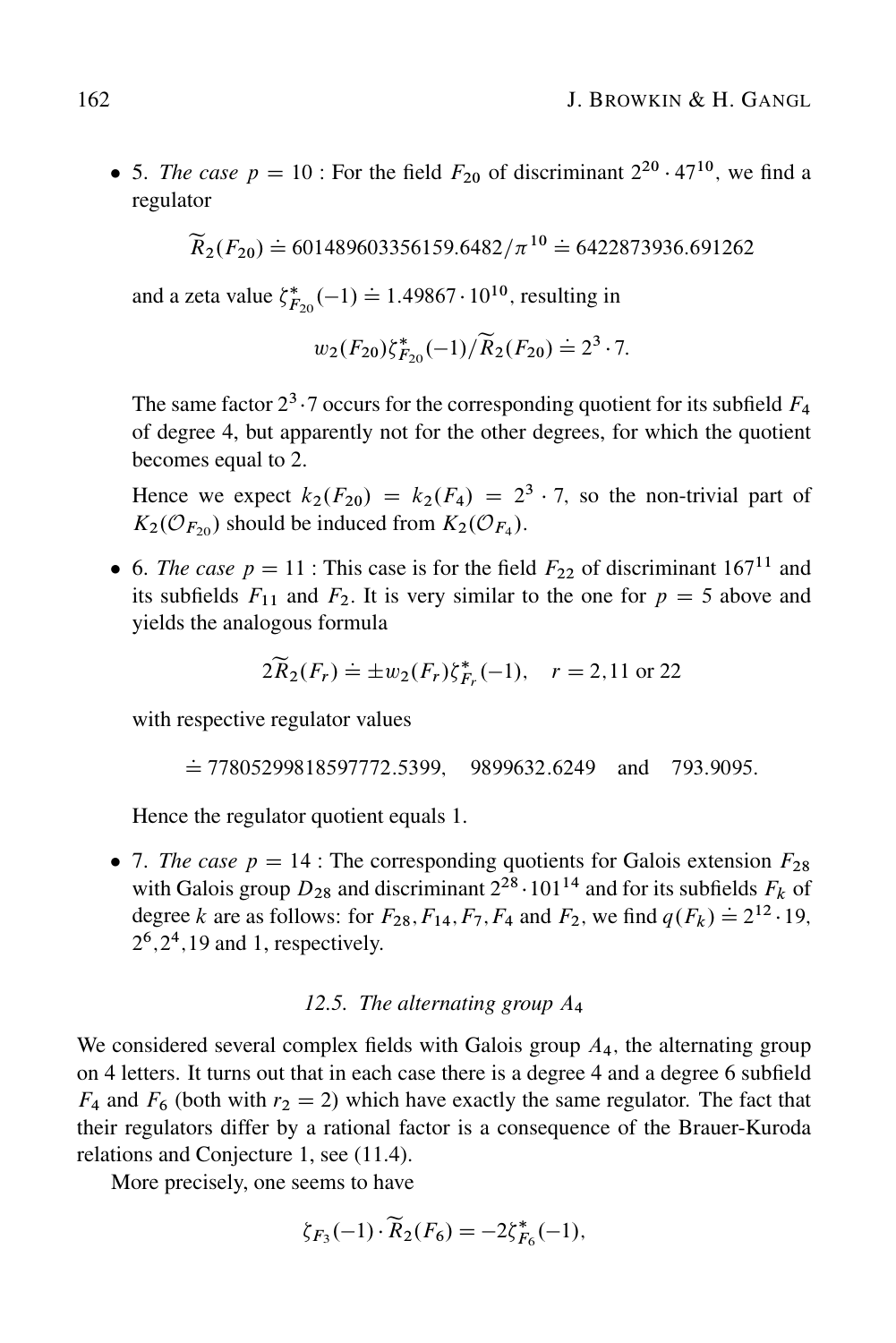- 5. *The case* $p = 10$ : For the field $F_{20}$ of discriminant $2^{20} \cdot 47^{10}$, we find a regulator

$$\widetilde{R}_2(F_{20}) \doteq 601489603356159.6482/\pi^{10} \doteq 6422873936.691262$$

and a zeta value $\zeta^*_{F_{20}}(-1) \doteq 1.49867 \cdot 10^{10}$, resulting in

$$w_2(F_{20})\zeta^*_{F_{20}}(-1)/\widetilde{R}_2(F_{20}) \doteq 2^3 \cdot 7.$$

The same factor $2^3 \cdot 7$ occurs for the corresponding quotient for its subfield $F_4$ of degree 4, but apparently not for the other degrees, for which the quotient becomes equal to 2.

Hence we expect $k_2(F_{20}) = k_2(F_4) = 2^3 \cdot 7$, so the non-trivial part of $K_2(\mathcal{O}_{F_{20}})$ should be induced from $K_2(\mathcal{O}_{F_4})$.

- 6. *The case* $p = 11$ : This case is for the field $F_{22}$ of discriminant $167^{11}$ and its subfields $F_{11}$ and $F_2$. It is very similar to the one for $p = 5$ above and yields the analogous formula

$$2\widetilde{R}_2(F_r) \doteq \pm w_2(F_r)\zeta^*_{F_r}(-1), \quad r = 2, 11 \text{ or } 22$$

with respective regulator values

$$\doteq 77805299818597772.5399, \quad 9899632.6249 \quad \text{and} \quad 793.9095.$$

Hence the regulator quotient equals 1.

- 7. *The case* $p = 14$ : The corresponding quotients for Galois extension $F_{28}$ with Galois group $D_{28}$ and discriminant $2^{28} \cdot 101^{14}$ and for its subfields $F_k$ of degree $k$ are as follows: for $F_{28}, F_{14}, F_7, F_4$ and $F_2$, we find $q(F_k) \doteq 2^{12} \cdot 19$, $2^6, 2^4, 19$ and 1, respectively.

### *12.5. The alternating group $A_4$*

We considered several complex fields with Galois group $A_4$, the alternating group on 4 letters. It turns out that in each case there is a degree 4 and a degree 6 subfield $F_4$ and $F_6$ (both with $r_2 = 2$) which have exactly the same regulator. The fact that their regulators differ by a rational factor is a consequence of the Brauer-Kuroda relations and Conjecture 1, see (11.4).

More precisely, one seems to have

$$\zeta_{F_3}(-1) \cdot \widetilde{R}_2(F_6) = -2\zeta^*_{F_6}(-1),$$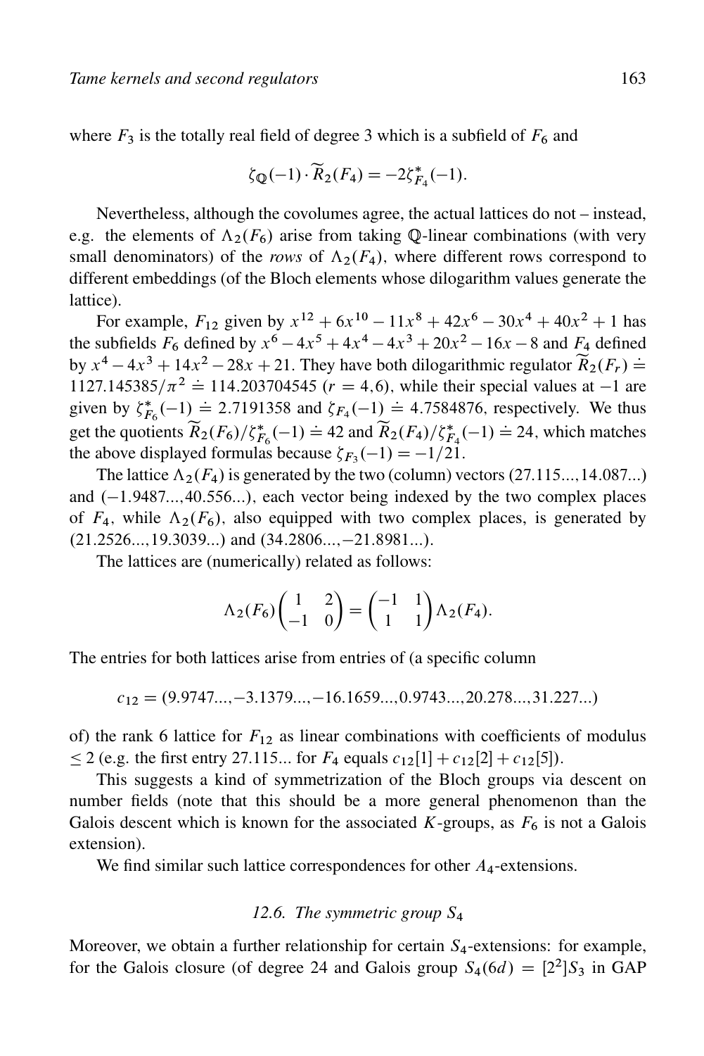where $F_3$ is the totally real field of degree 3 which is a subfield of $F_6$ and

$$\zeta_{\mathbb{Q}}(-1) \cdot \widetilde{R}_2(F_4) = -2\zeta^*_{F_4}(-1).$$

Nevertheless, although the covolumes agree, the actual lattices do not – instead, e.g. the elements of $\Lambda_2(F_6)$ arise from taking $\mathbb{Q}$-linear combinations (with very small denominators) of the *rows* of $\Lambda_2(F_4)$, where different rows correspond to different embeddings (of the Bloch elements whose dilogarithm values generate the lattice).

For example, $F_{12}$ given by $x^{12} + 6x^{10} - 11x^8 + 42x^6 - 30x^4 + 40x^2 + 1$ has the subfields $F_6$ defined by $x^6 - 4x^5 + 4x^4 - 4x^3 + 20x^2 - 16x - 8$ and $F_4$ defined by $x^4 - 4x^3 + 14x^2 - 28x + 21$. They have both dilogarithmic regulator $\widetilde{R}_2(F_r) \doteq 1127.145385/\pi^2 \doteq 114.203704545$ ($r = 4, 6$), while their special values at $-1$ are given by $\zeta^*_{F_6}(-1) \doteq 2.7191358$ and $\zeta_{F_4}(-1) \doteq 4.7584876$, respectively. We thus get the quotients $\widetilde{R}_2(F_6)/\zeta^*_{F_6}(-1) \doteq 42$ and $\widetilde{R}_2(F_4)/\zeta^*_{F_4}(-1) \doteq 24$, which matches the above displayed formulas because $\zeta_{F_3}(-1) = -1/21$.

The lattice $\Lambda_2(F_4)$ is generated by the two (column) vectors $(27.115..., 14.087...)$ and $(-1.9487..., 40.556...)$, each vector being indexed by the two complex places of $F_4$, while $\Lambda_2(F_6)$, also equipped with two complex places, is generated by $(21.2526..., 19.3039...)$ and $(34.2806..., -21.8981...)$.

The lattices are (numerically) related as follows:

$$\Lambda_2(F_6)\begin{pmatrix} 1 & 2 \\ -1 & 0 \end{pmatrix} = \begin{pmatrix} -1 & 1 \\ 1 & 1 \end{pmatrix}\Lambda_2(F_4).$$

The entries for both lattices arise from entries of (a specific column

$$c_{12} = (9.9747..., -3.1379..., -16.1659..., 0.9743..., 20.278..., 31.227...)$$

of) the rank 6 lattice for $F_{12}$ as linear combinations with coefficients of modulus $\leq 2$ (e.g. the first entry 27.115... for $F_4$ equals $c_{12}[1] + c_{12}[2] + c_{12}[5]$).

This suggests a kind of symmetrization of the Bloch groups via descent on number fields (note that this should be a more general phenomenon than the Galois descent which is known for the associated $K$-groups, as $F_6$ is not a Galois extension).

We find similar such lattice correspondences for other $A_4$-extensions.

### *12.6. The symmetric group $S_4$*

Moreover, we obtain a further relationship for certain $S_4$-extensions: for example, for the Galois closure (of degree 24 and Galois group $S_4(6d) = [2^2]S_3$ in GAP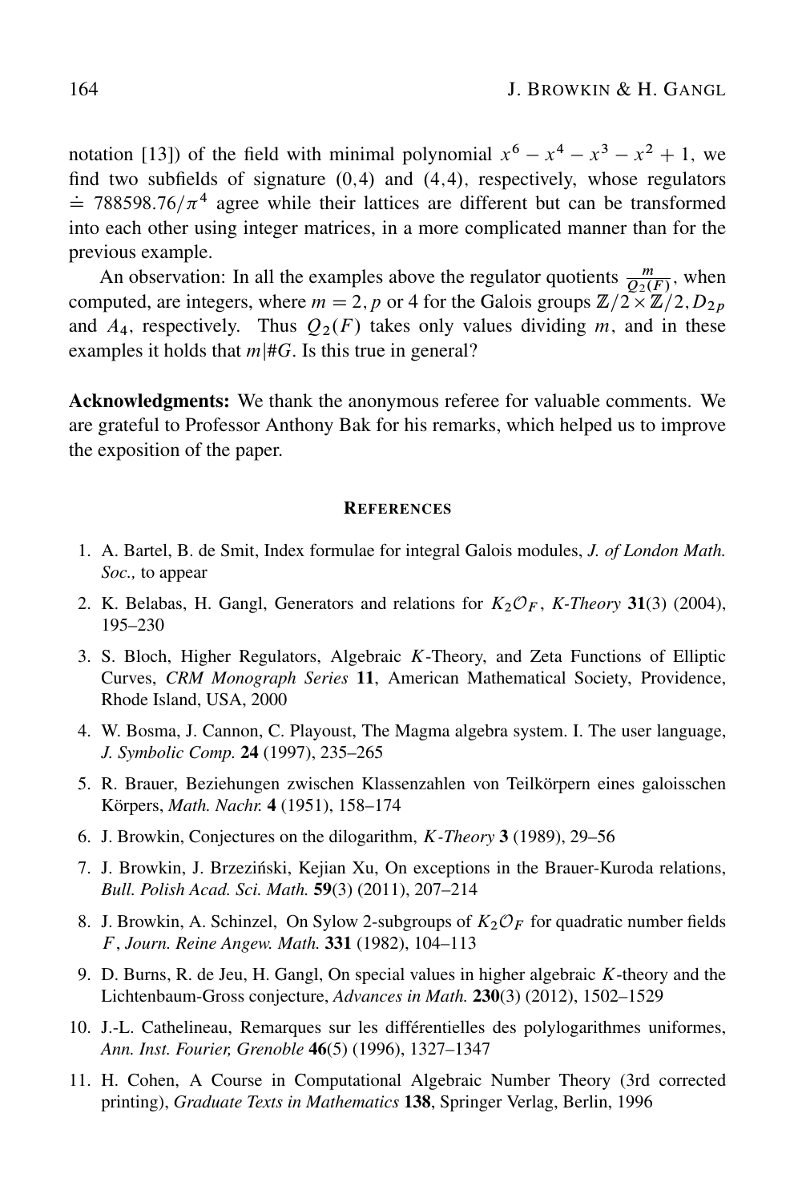notation [13]) of the field with minimal polynomial $x^6 - x^4 - x^3 - x^2 + 1$, we find two subfields of signature (0,4) and (4,4), respectively, whose regulators $\doteq 788598.76/\pi^4$ agree while their lattices are different but can be transformed into each other using integer matrices, in a more complicated manner than for the previous example.

An observation: In all the examples above the regulator quotients $\frac{m}{Q_2(F)}$, when computed, are integers, where $m = 2, p$ or 4 for the Galois groups $\mathbb{Z}/2 \times \mathbb{Z}/2, D_{2p}$ and $A_4$, respectively. Thus $Q_2(F)$ takes only values dividing $m$, and in these examples it holds that $m|\#G$. Is this true in general?

**Acknowledgments:** We thank the anonymous referee for valuable comments. We are grateful to Professor Anthony Bak for his remarks, which helped us to improve the exposition of the paper.

## References

1. A. Bartel, B. de Smit, Index formulae for integral Galois modules, *J. of London Math. Soc.,* to appear
2. K. Belabas, H. Gangl, Generators and relations for $K_2\mathcal{O}_F$, *K-Theory* **31**(3) (2004), 195–230
3. S. Bloch, Higher Regulators, Algebraic $K$-Theory, and Zeta Functions of Elliptic Curves, *CRM Monograph Series* **11**, American Mathematical Society, Providence, Rhode Island, USA, 2000
4. W. Bosma, J. Cannon, C. Playoust, The Magma algebra system. I. The user language, *J. Symbolic Comp.* **24** (1997), 235–265
5. R. Brauer, Beziehungen zwischen Klassenzahlen von Teilkörpern eines galoisschen Körpers, *Math. Nachr.* **4** (1951), 158–174
6. J. Browkin, Conjectures on the dilogarithm, *K-Theory* **3** (1989), 29–56
7. J. Browkin, J. Brzeziński, Kejian Xu, On exceptions in the Brauer-Kuroda relations, *Bull. Polish Acad. Sci. Math.* **59**(3) (2011), 207–214
8. J. Browkin, A. Schinzel, On Sylow 2-subgroups of $K_2\mathcal{O}_F$ for quadratic number fields $F$, *Journ. Reine Angew. Math.* **331** (1982), 104–113
9. D. Burns, R. de Jeu, H. Gangl, On special values in higher algebraic $K$-theory and the Lichtenbaum-Gross conjecture, *Advances in Math.* **230**(3) (2012), 1502–1529
10. J.-L. Cathelineau, Remarques sur les différentielles des polylogarithmes uniformes, *Ann. Inst. Fourier, Grenoble* **46**(5) (1996), 1327–1347
11. H. Cohen, A Course in Computational Algebraic Number Theory (3rd corrected printing), *Graduate Texts in Mathematics* **138**, Springer Verlag, Berlin, 1996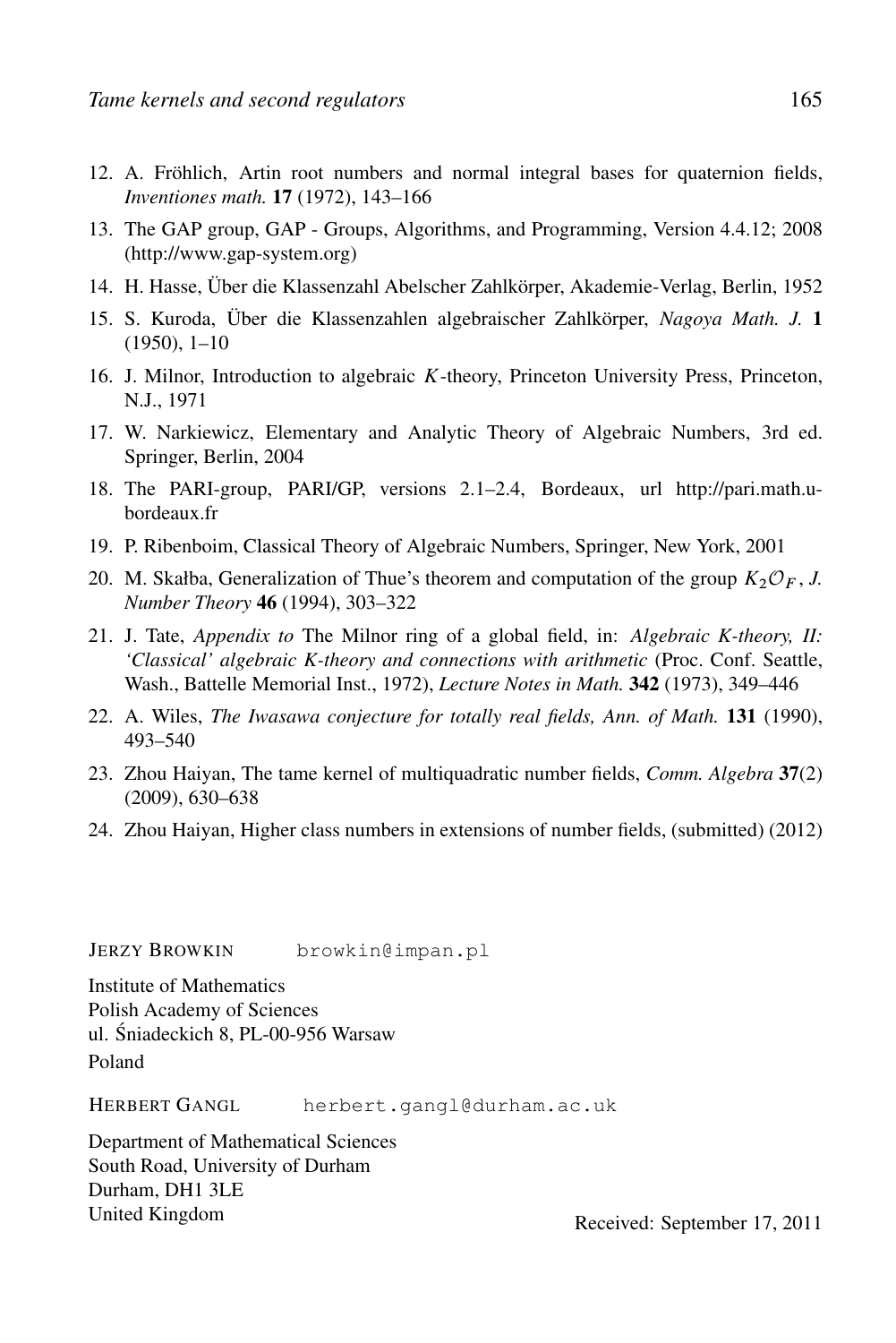12. A. Fröhlich, Artin root numbers and normal integral bases for quaternion fields, *Inventiones math.* **17** (1972), 143–166

13. The GAP group, GAP - Groups, Algorithms, and Programming, Version 4.4.12; 2008 (http://www.gap-system.org)

14. H. Hasse, Über die Klassenzahl Abelscher Zahlkörper, Akademie-Verlag, Berlin, 1952

15. S. Kuroda, Über die Klassenzahlen algebraischer Zahlkörper, *Nagoya Math. J.* **1** (1950), 1–10

16. J. Milnor, Introduction to algebraic $K$-theory, Princeton University Press, Princeton, N.J., 1971

17. W. Narkiewicz, Elementary and Analytic Theory of Algebraic Numbers, 3rd ed. Springer, Berlin, 2004

18. The PARI-group, PARI/GP, versions 2.1–2.4, Bordeaux, url http://pari.math.u-bordeaux.fr

19. P. Ribenboim, Classical Theory of Algebraic Numbers, Springer, New York, 2001

20. M. Skałba, Generalization of Thue's theorem and computation of the group $K_2\mathcal{O}_F$, *J. Number Theory* **46** (1994), 303–322

21. J. Tate, *Appendix to* The Milnor ring of a global field, in: *Algebraic K-theory, II: 'Classical' algebraic K-theory and connections with arithmetic* (Proc. Conf. Seattle, Wash., Battelle Memorial Inst., 1972), *Lecture Notes in Math.* **342** (1973), 349–446

22. A. Wiles, *The Iwasawa conjecture for totally real fields, Ann. of Math.* **131** (1990), 493–540

23. Zhou Haiyan, The tame kernel of multiquadratic number fields, *Comm. Algebra* **37**(2) (2009), 630–638

24. Zhou Haiyan, Higher class numbers in extensions of number fields, (submitted) (2012)

JERZY BROWKIN browkin@impan.pl

Institute of Mathematics
Polish Academy of Sciences
ul. Śniadeckich 8, PL-00-956 Warsaw
Poland

HERBERT GANGL herbert.gangl@durham.ac.uk

Department of Mathematical Sciences
South Road, University of Durham
Durham, DH1 3LE
United Kingdom

Received: September 17, 2011